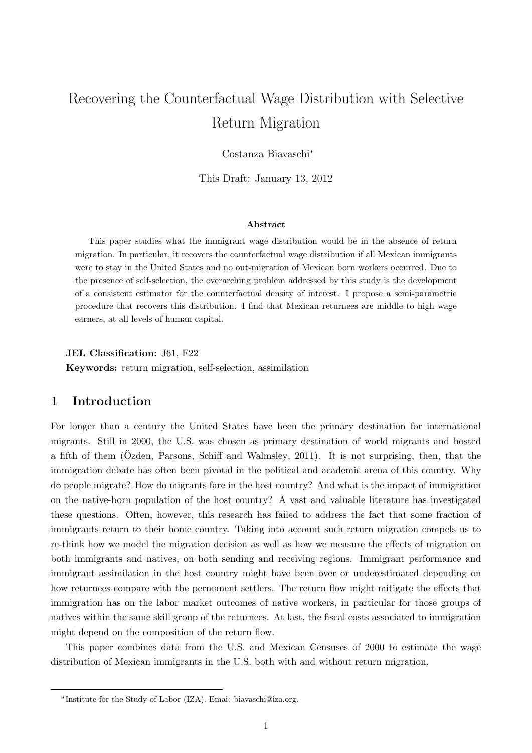# Recovering the Counterfactual Wage Distribution with Selective Return Migration

Costanza Biavaschi[*]

This Draft: January 13, 2012

### Abstract

This paper studies what the immigrant wage distribution would be in the absence of return migration. In particular, it recovers the counterfactual wage distribution if all Mexican immigrants were to stay in the United States and no out-migration of Mexican born workers occurred. Due to the presence of self-selection, the overarching problem addressed by this study is the development of a consistent estimator for the counterfactual density of interest. I propose a semi-parametric procedure that recovers this distribution. I find that Mexican returnees are middle to high wage earners, at all levels of human capital.

**JEL Classification:** J61, F22

**Keywords:** return migration, self-selection, assimilation

## 1 Introduction

For longer than a century the United States have been the primary destination for international migrants. Still in 2000, the U.S. was chosen as primary destination of world migrants and hosted a fifth of them (Özden, Parsons, Schiff and Walmsley, 2011). It is not surprising, then, that the immigration debate has often been pivotal in the political and academic arena of this country. Why do people migrate? How do migrants fare in the host country? And what is the impact of immigration on the native-born population of the host country? A vast and valuable literature has investigated these questions. Often, however, this research has failed to address the fact that some fraction of immigrants return to their home country. Taking into account such return migration compels us to re-think how we model the migration decision as well as how we measure the effects of migration on both immigrants and natives, on both sending and receiving regions. Immigrant performance and immigrant assimilation in the host country might have been over or underestimated depending on how returnees compare with the permanent settlers. The return flow might mitigate the effects that immigration has on the labor market outcomes of native workers, in particular for those groups of natives within the same skill group of the returnees. At last, the fiscal costs associated to immigration might depend on the composition of the return flow.

This paper combines data from the U.S. and Mexican Censuses of 2000 to estimate the wage distribution of Mexican immigrants in the U.S. both with and without return migration.

---

[*] Institute for the Study of Labor (IZA). Emai: biavaschi@iza.org.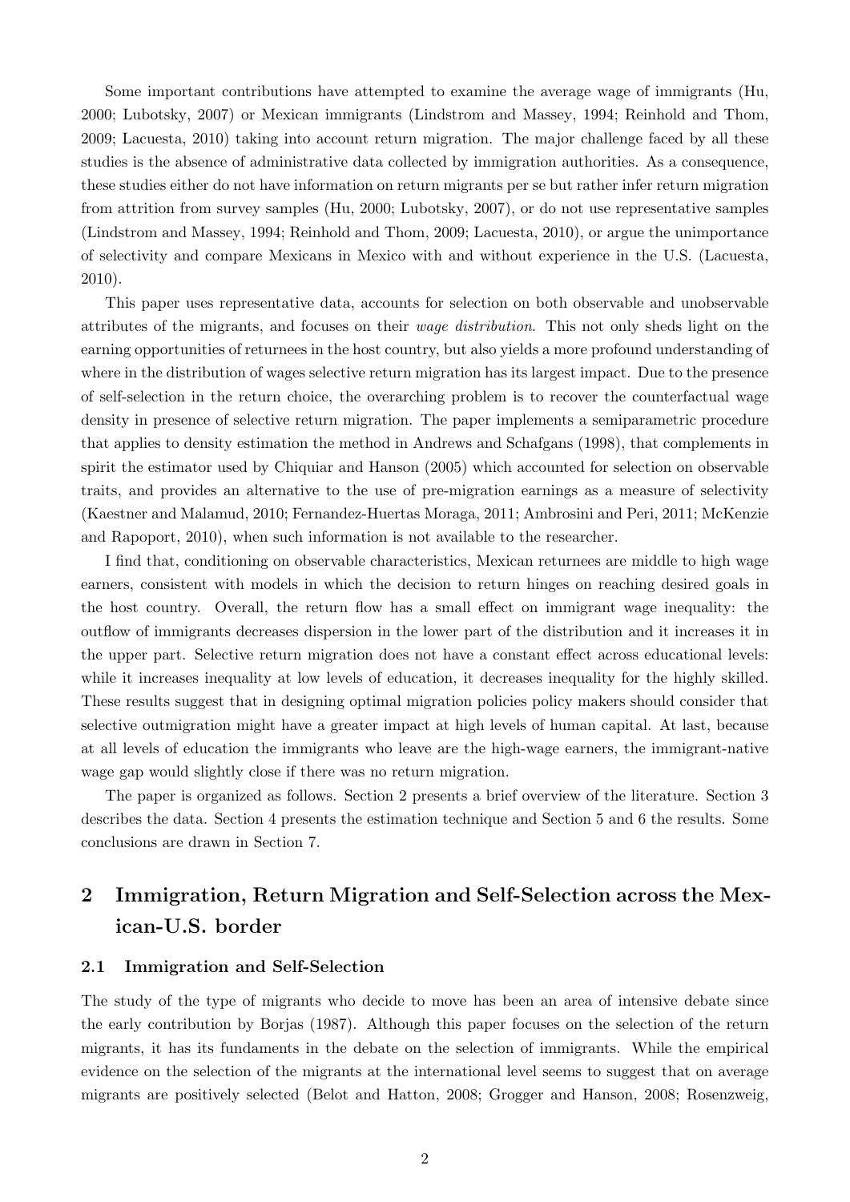Some important contributions have attempted to examine the average wage of immigrants (Hu, 2000; Lubotsky, 2007) or Mexican immigrants (Lindstrom and Massey, 1994; Reinhold and Thom, 2009; Lacuesta, 2010) taking into account return migration. The major challenge faced by all these studies is the absence of administrative data collected by immigration authorities. As a consequence, these studies either do not have information on return migrants per se but rather infer return migration from attrition from survey samples (Hu, 2000; Lubotsky, 2007), or do not use representative samples (Lindstrom and Massey, 1994; Reinhold and Thom, 2009; Lacuesta, 2010), or argue the unimportance of selectivity and compare Mexicans in Mexico with and without experience in the U.S. (Lacuesta, 2010).

This paper uses representative data, accounts for selection on both observable and unobservable attributes of the migrants, and focuses on their *wage distribution*. This not only sheds light on the earning opportunities of returnees in the host country, but also yields a more profound understanding of where in the distribution of wages selective return migration has its largest impact. Due to the presence of self-selection in the return choice, the overarching problem is to recover the counterfactual wage density in presence of selective return migration. The paper implements a semiparametric procedure that applies to density estimation the method in Andrews and Schafgans (1998), that complements in spirit the estimator used by Chiquiar and Hanson (2005) which accounted for selection on observable traits, and provides an alternative to the use of pre-migration earnings as a measure of selectivity (Kaestner and Malamud, 2010; Fernandez-Huertas Moraga, 2011; Ambrosini and Peri, 2011; McKenzie and Rapoport, 2010), when such information is not available to the researcher.

I find that, conditioning on observable characteristics, Mexican returnees are middle to high wage earners, consistent with models in which the decision to return hinges on reaching desired goals in the host country. Overall, the return flow has a small effect on immigrant wage inequality: the outflow of immigrants decreases dispersion in the lower part of the distribution and it increases it in the upper part. Selective return migration does not have a constant effect across educational levels: while it increases inequality at low levels of education, it decreases inequality for the highly skilled. These results suggest that in designing optimal migration policies policy makers should consider that selective outmigration might have a greater impact at high levels of human capital. At last, because at all levels of education the immigrants who leave are the high-wage earners, the immigrant-native wage gap would slightly close if there was no return migration.

The paper is organized as follows. Section 2 presents a brief overview of the literature. Section 3 describes the data. Section 4 presents the estimation technique and Section 5 and 6 the results. Some conclusions are drawn in Section 7.

## 2 Immigration, Return Migration and Self-Selection across the Mexican-U.S. border

### 2.1 Immigration and Self-Selection

The study of the type of migrants who decide to move has been an area of intensive debate since the early contribution by Borjas (1987). Although this paper focuses on the selection of the return migrants, it has its fundaments in the debate on the selection of immigrants. While the empirical evidence on the selection of the migrants at the international level seems to suggest that on average migrants are positively selected (Belot and Hatton, 2008; Grogger and Hanson, 2008; Rosenzweig,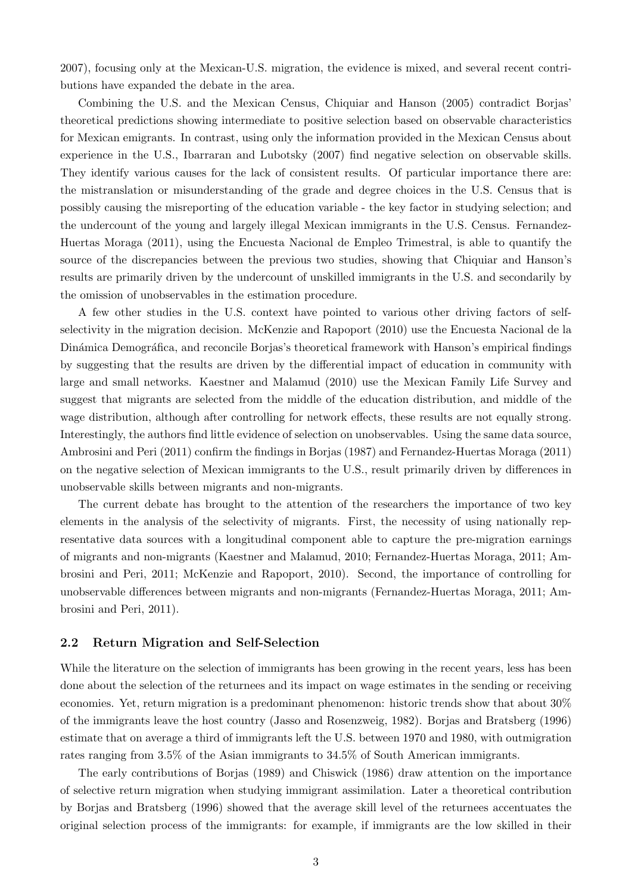2007), focusing only at the Mexican-U.S. migration, the evidence is mixed, and several recent contributions have expanded the debate in the area.

Combining the U.S. and the Mexican Census, Chiquiar and Hanson (2005) contradict Borjas' theoretical predictions showing intermediate to positive selection based on observable characteristics for Mexican emigrants. In contrast, using only the information provided in the Mexican Census about experience in the U.S., Ibarraran and Lubotsky (2007) find negative selection on observable skills. They identify various causes for the lack of consistent results. Of particular importance there are: the mistranslation or misunderstanding of the grade and degree choices in the U.S. Census that is possibly causing the misreporting of the education variable - the key factor in studying selection; and the undercount of the young and largely illegal Mexican immigrants in the U.S. Census. Fernandez-Huertas Moraga (2011), using the Encuesta Nacional de Empleo Trimestral, is able to quantify the source of the discrepancies between the previous two studies, showing that Chiquiar and Hanson's results are primarily driven by the undercount of unskilled immigrants in the U.S. and secondarily by the omission of unobservables in the estimation procedure.

A few other studies in the U.S. context have pointed to various other driving factors of self-selectivity in the migration decision. McKenzie and Rapoport (2010) use the Encuesta Nacional de la Dinámica Demográfica, and reconcile Borjas's theoretical framework with Hanson's empirical findings by suggesting that the results are driven by the differential impact of education in community with large and small networks. Kaestner and Malamud (2010) use the Mexican Family Life Survey and suggest that migrants are selected from the middle of the education distribution, and middle of the wage distribution, although after controlling for network effects, these results are not equally strong. Interestingly, the authors find little evidence of selection on unobservables. Using the same data source, Ambrosini and Peri (2011) confirm the findings in Borjas (1987) and Fernandez-Huertas Moraga (2011) on the negative selection of Mexican immigrants to the U.S., result primarily driven by differences in unobservable skills between migrants and non-migrants.

The current debate has brought to the attention of the researchers the importance of two key elements in the analysis of the selectivity of migrants. First, the necessity of using nationally representative data sources with a longitudinal component able to capture the pre-migration earnings of migrants and non-migrants (Kaestner and Malamud, 2010; Fernandez-Huertas Moraga, 2011; Ambrosini and Peri, 2011; McKenzie and Rapoport, 2010). Second, the importance of controlling for unobservable differences between migrants and non-migrants (Fernandez-Huertas Moraga, 2011; Ambrosini and Peri, 2011).

## 2.2 Return Migration and Self-Selection

While the literature on the selection of immigrants has been growing in the recent years, less has been done about the selection of the returnees and its impact on wage estimates in the sending or receiving economies. Yet, return migration is a predominant phenomenon: historic trends show that about 30% of the immigrants leave the host country (Jasso and Rosenzweig, 1982). Borjas and Bratsberg (1996) estimate that on average a third of immigrants left the U.S. between 1970 and 1980, with outmigration rates ranging from 3.5% of the Asian immigrants to 34.5% of South American immigrants.

The early contributions of Borjas (1989) and Chiswick (1986) draw attention on the importance of selective return migration when studying immigrant assimilation. Later a theoretical contribution by Borjas and Bratsberg (1996) showed that the average skill level of the returnees accentuates the original selection process of the immigrants: for example, if immigrants are the low skilled in their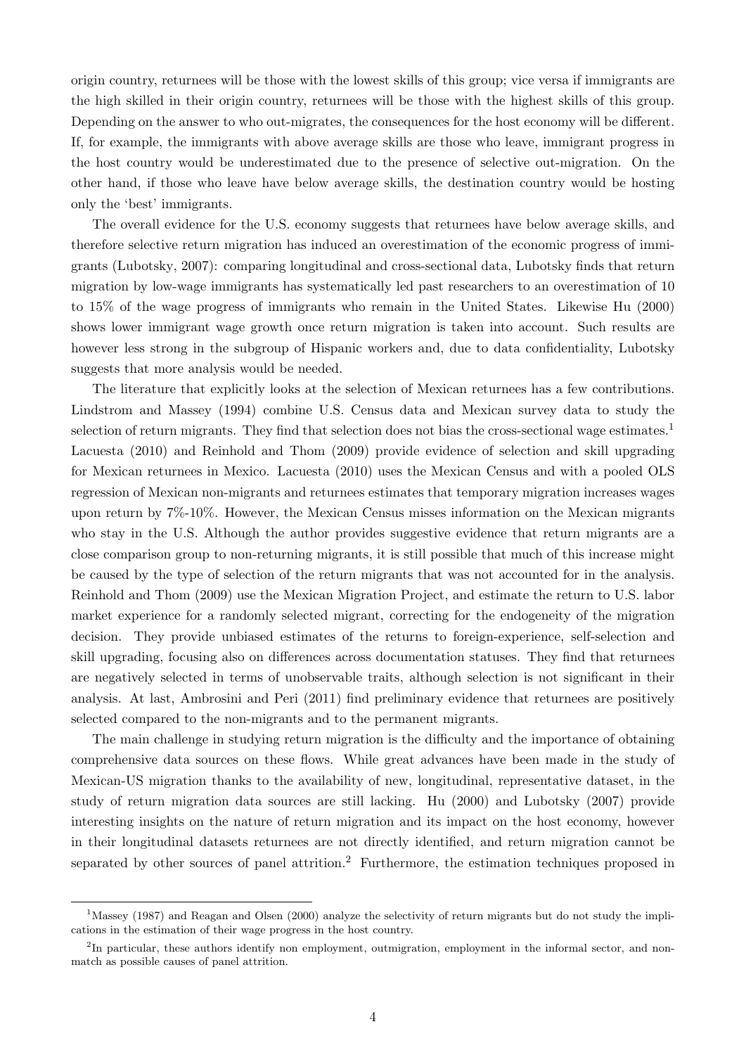origin country, returnees will be those with the lowest skills of this group; vice versa if immigrants are the high skilled in their origin country, returnees will be those with the highest skills of this group. Depending on the answer to who out-migrates, the consequences for the host economy will be different. If, for example, the immigrants with above average skills are those who leave, immigrant progress in the host country would be underestimated due to the presence of selective out-migration. On the other hand, if those who leave have below average skills, the destination country would be hosting only the 'best' immigrants.

The overall evidence for the U.S. economy suggests that returnees have below average skills, and therefore selective return migration has induced an overestimation of the economic progress of immigrants (Lubotsky, 2007): comparing longitudinal and cross-sectional data, Lubotsky finds that return migration by low-wage immigrants has systematically led past researchers to an overestimation of 10 to 15% of the wage progress of immigrants who remain in the United States. Likewise Hu (2000) shows lower immigrant wage growth once return migration is taken into account. Such results are however less strong in the subgroup of Hispanic workers and, due to data confidentiality, Lubotsky suggests that more analysis would be needed.

The literature that explicitly looks at the selection of Mexican returnees has a few contributions. Lindstrom and Massey (1994) combine U.S. Census data and Mexican survey data to study the selection of return migrants. They find that selection does not bias the cross-sectional wage estimates.[1] Lacuesta (2010) and Reinhold and Thom (2009) provide evidence of selection and skill upgrading for Mexican returnees in Mexico. Lacuesta (2010) uses the Mexican Census and with a pooled OLS regression of Mexican non-migrants and returnees estimates that temporary migration increases wages upon return by 7%-10%. However, the Mexican Census misses information on the Mexican migrants who stay in the U.S. Although the author provides suggestive evidence that return migrants are a close comparison group to non-returning migrants, it is still possible that much of this increase might be caused by the type of selection of the return migrants that was not accounted for in the analysis. Reinhold and Thom (2009) use the Mexican Migration Project, and estimate the return to U.S. labor market experience for a randomly selected migrant, correcting for the endogeneity of the migration decision. They provide unbiased estimates of the returns to foreign-experience, self-selection and skill upgrading, focusing also on differences across documentation statuses. They find that returnees are negatively selected in terms of unobservable traits, although selection is not significant in their analysis. At last, Ambrosini and Peri (2011) find preliminary evidence that returnees are positively selected compared to the non-migrants and to the permanent migrants.

The main challenge in studying return migration is the difficulty and the importance of obtaining comprehensive data sources on these flows. While great advances have been made in the study of Mexican-US migration thanks to the availability of new, longitudinal, representative dataset, in the study of return migration data sources are still lacking. Hu (2000) and Lubotsky (2007) provide interesting insights on the nature of return migration and its impact on the host economy, however in their longitudinal datasets returnees are not directly identified, and return migration cannot be separated by other sources of panel attrition.[2] Furthermore, the estimation techniques proposed in

[1] Massey (1987) and Reagan and Olsen (2000) analyze the selectivity of return migrants but do not study the implications in the estimation of their wage progress in the host country.

[2] In particular, these authors identify non employment, outmigration, employment in the informal sector, and non-match as possible causes of panel attrition.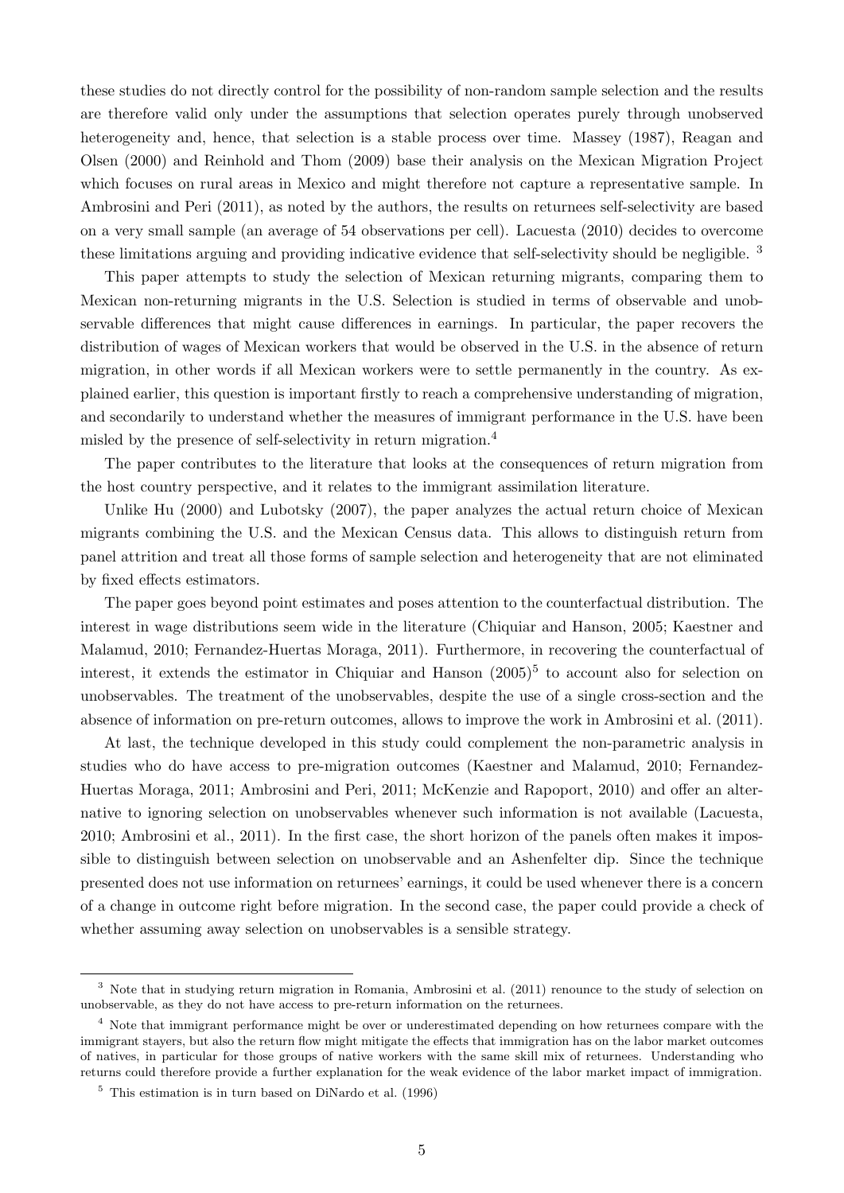these studies do not directly control for the possibility of non-random sample selection and the results are therefore valid only under the assumptions that selection operates purely through unobserved heterogeneity and, hence, that selection is a stable process over time. Massey (1987), Reagan and Olsen (2000) and Reinhold and Thom (2009) base their analysis on the Mexican Migration Project which focuses on rural areas in Mexico and might therefore not capture a representative sample. In Ambrosini and Peri (2011), as noted by the authors, the results on returnees self-selectivity are based on a very small sample (an average of 54 observations per cell). Lacuesta (2010) decides to overcome these limitations arguing and providing indicative evidence that self-selectivity should be negligible. [3]

This paper attempts to study the selection of Mexican returning migrants, comparing them to Mexican non-returning migrants in the U.S. Selection is studied in terms of observable and unobservable differences that might cause differences in earnings. In particular, the paper recovers the distribution of wages of Mexican workers that would be observed in the U.S. in the absence of return migration, in other words if all Mexican workers were to settle permanently in the country. As explained earlier, this question is important firstly to reach a comprehensive understanding of migration, and secondarily to understand whether the measures of immigrant performance in the U.S. have been misled by the presence of self-selectivity in return migration.[4]

The paper contributes to the literature that looks at the consequences of return migration from the host country perspective, and it relates to the immigrant assimilation literature.

Unlike Hu (2000) and Lubotsky (2007), the paper analyzes the actual return choice of Mexican migrants combining the U.S. and the Mexican Census data. This allows to distinguish return from panel attrition and treat all those forms of sample selection and heterogeneity that are not eliminated by fixed effects estimators.

The paper goes beyond point estimates and poses attention to the counterfactual distribution. The interest in wage distributions seem wide in the literature (Chiquiar and Hanson, 2005; Kaestner and Malamud, 2010; Fernandez-Huertas Moraga, 2011). Furthermore, in recovering the counterfactual of interest, it extends the estimator in Chiquiar and Hanson (2005)[5] to account also for selection on unobservables. The treatment of the unobservables, despite the use of a single cross-section and the absence of information on pre-return outcomes, allows to improve the work in Ambrosini et al. (2011).

At last, the technique developed in this study could complement the non-parametric analysis in studies who do have access to pre-migration outcomes (Kaestner and Malamud, 2010; Fernandez-Huertas Moraga, 2011; Ambrosini and Peri, 2011; McKenzie and Rapoport, 2010) and offer an alternative to ignoring selection on unobservables whenever such information is not available (Lacuesta, 2010; Ambrosini et al., 2011). In the first case, the short horizon of the panels often makes it impossible to distinguish between selection on unobservable and an Ashenfelter dip. Since the technique presented does not use information on returnees' earnings, it could be used whenever there is a concern of a change in outcome right before migration. In the second case, the paper could provide a check of whether assuming away selection on unobservables is a sensible strategy.

---

[3] Note that in studying return migration in Romania, Ambrosini et al. (2011) renounce to the study of selection on unobservable, as they do not have access to pre-return information on the returnees.

[4] Note that immigrant performance might be over or underestimated depending on how returnees compare with the immigrant stayers, but also the return flow might mitigate the effects that immigration has on the labor market outcomes of natives, in particular for those groups of native workers with the same skill mix of returnees. Understanding who returns could therefore provide a further explanation for the weak evidence of the labor market impact of immigration.

[5] This estimation is in turn based on DiNardo et al. (1996)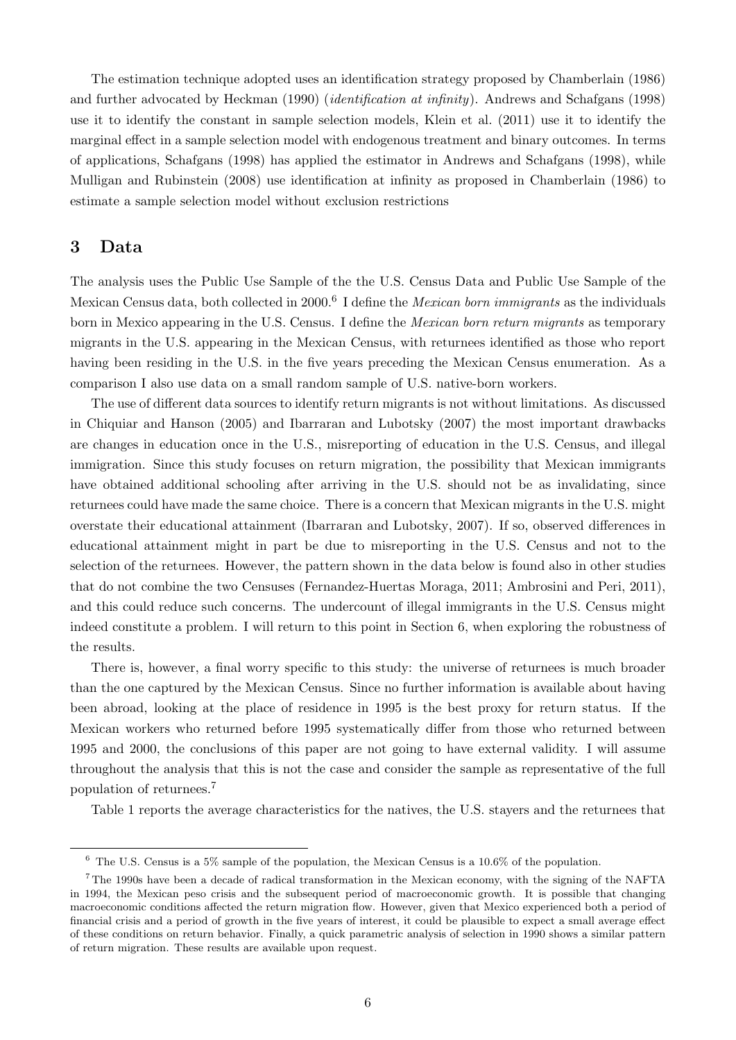The estimation technique adopted uses an identification strategy proposed by Chamberlain (1986) and further advocated by Heckman (1990) (*identification at infinity*). Andrews and Schafgans (1998) use it to identify the constant in sample selection models, Klein et al. (2011) use it to identify the marginal effect in a sample selection model with endogenous treatment and binary outcomes. In terms of applications, Schafgans (1998) has applied the estimator in Andrews and Schafgans (1998), while Mulligan and Rubinstein (2008) use identification at infinity as proposed in Chamberlain (1986) to estimate a sample selection model without exclusion restrictions

## 3 Data

The analysis uses the Public Use Sample of the the U.S. Census Data and Public Use Sample of the Mexican Census data, both collected in 2000.[6] I define the *Mexican born immigrants* as the individuals born in Mexico appearing in the U.S. Census. I define the *Mexican born return migrants* as temporary migrants in the U.S. appearing in the Mexican Census, with returnees identified as those who report having been residing in the U.S. in the five years preceding the Mexican Census enumeration. As a comparison I also use data on a small random sample of U.S. native-born workers.

The use of different data sources to identify return migrants is not without limitations. As discussed in Chiquiar and Hanson (2005) and Ibarraran and Lubotsky (2007) the most important drawbacks are changes in education once in the U.S., misreporting of education in the U.S. Census, and illegal immigration. Since this study focuses on return migration, the possibility that Mexican immigrants have obtained additional schooling after arriving in the U.S. should not be as invalidating, since returnees could have made the same choice. There is a concern that Mexican migrants in the U.S. might overstate their educational attainment (Ibarraran and Lubotsky, 2007). If so, observed differences in educational attainment might in part be due to misreporting in the U.S. Census and not to the selection of the returnees. However, the pattern shown in the data below is found also in other studies that do not combine the two Censuses (Fernandez-Huertas Moraga, 2011; Ambrosini and Peri, 2011), and this could reduce such concerns. The undercount of illegal immigrants in the U.S. Census might indeed constitute a problem. I will return to this point in Section 6, when exploring the robustness of the results.

There is, however, a final worry specific to this study: the universe of returnees is much broader than the one captured by the Mexican Census. Since no further information is available about having been abroad, looking at the place of residence in 1995 is the best proxy for return status. If the Mexican workers who returned before 1995 systematically differ from those who returned between 1995 and 2000, the conclusions of this paper are not going to have external validity. I will assume throughout the analysis that this is not the case and consider the sample as representative of the full population of returnees.[7]

Table 1 reports the average characteristics for the natives, the U.S. stayers and the returnees that

---

[6] The U.S. Census is a 5% sample of the population, the Mexican Census is a 10.6% of the population.

[7] The 1990s have been a decade of radical transformation in the Mexican economy, with the signing of the NAFTA in 1994, the Mexican peso crisis and the subsequent period of macroeconomic growth. It is possible that changing macroeconomic conditions affected the return migration flow. However, given that Mexico experienced both a period of financial crisis and a period of growth in the five years of interest, it could be plausible to expect a small average effect of these conditions on return behavior. Finally, a quick parametric analysis of selection in 1990 shows a similar pattern of return migration. These results are available upon request.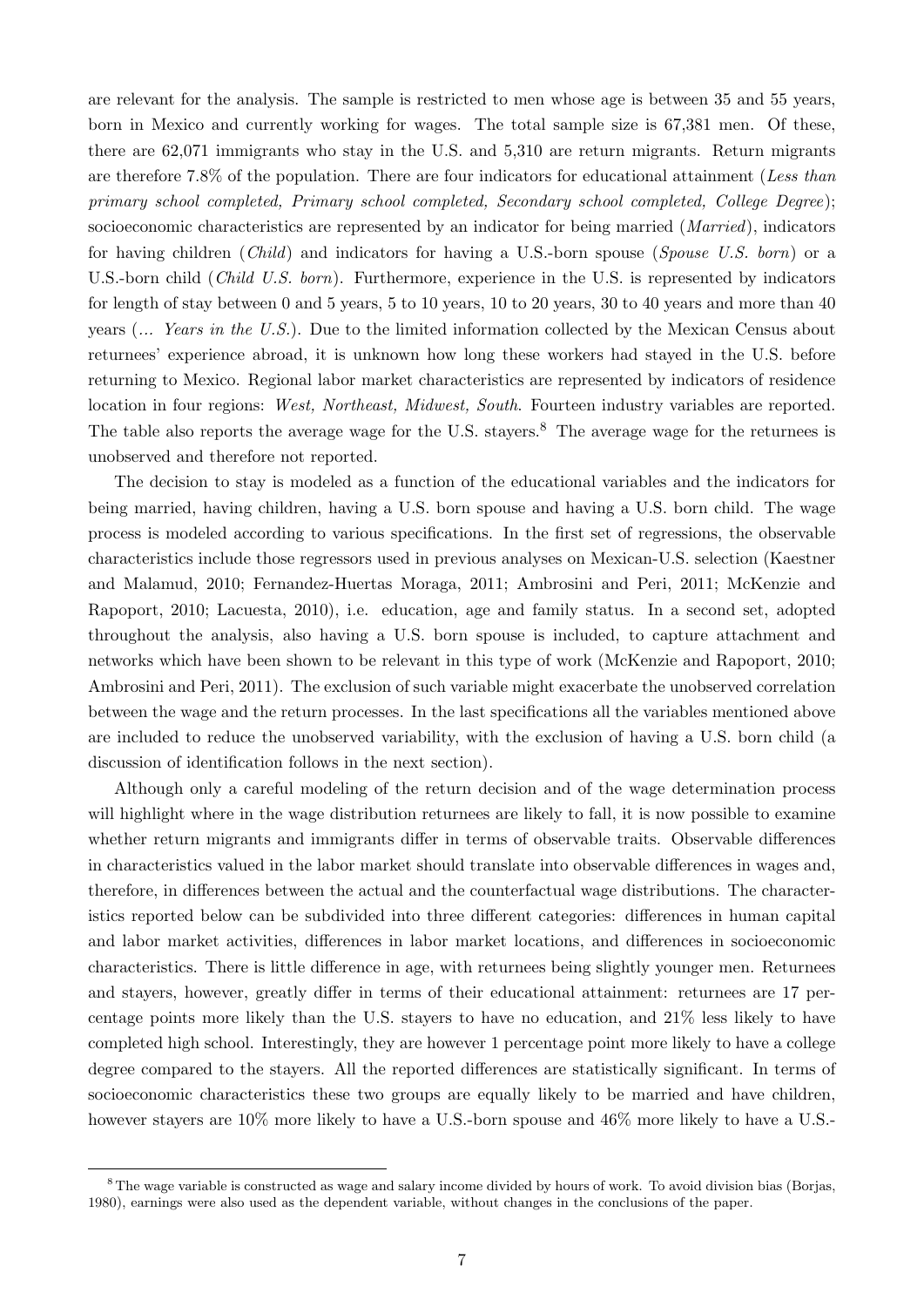are relevant for the analysis. The sample is restricted to men whose age is between 35 and 55 years, born in Mexico and currently working for wages. The total sample size is 67,381 men. Of these, there are 62,071 immigrants who stay in the U.S. and 5,310 are return migrants. Return migrants are therefore 7.8% of the population. There are four indicators for educational attainment (*Less than primary school completed, Primary school completed, Secondary school completed, College Degree*); socioeconomic characteristics are represented by an indicator for being married (*Married*), indicators for having children (*Child*) and indicators for having a U.S.-born spouse (*Spouse U.S. born*) or a U.S.-born child (*Child U.S. born*). Furthermore, experience in the U.S. is represented by indicators for length of stay between 0 and 5 years, 5 to 10 years, 10 to 20 years, 30 to 40 years and more than 40 years (*... Years in the U.S.*). Due to the limited information collected by the Mexican Census about returnees' experience abroad, it is unknown how long these workers had stayed in the U.S. before returning to Mexico. Regional labor market characteristics are represented by indicators of residence location in four regions: *West, Northeast, Midwest, South*. Fourteen industry variables are reported. The table also reports the average wage for the U.S. stayers.[8] The average wage for the returnees is unobserved and therefore not reported.

The decision to stay is modeled as a function of the educational variables and the indicators for being married, having children, having a U.S. born spouse and having a U.S. born child. The wage process is modeled according to various specifications. In the first set of regressions, the observable characteristics include those regressors used in previous analyses on Mexican-U.S. selection (Kaestner and Malamud, 2010; Fernandez-Huertas Moraga, 2011; Ambrosini and Peri, 2011; McKenzie and Rapoport, 2010; Lacuesta, 2010), i.e. education, age and family status. In a second set, adopted throughout the analysis, also having a U.S. born spouse is included, to capture attachment and networks which have been shown to be relevant in this type of work (McKenzie and Rapoport, 2010; Ambrosini and Peri, 2011). The exclusion of such variable might exacerbate the unobserved correlation between the wage and the return processes. In the last specifications all the variables mentioned above are included to reduce the unobserved variability, with the exclusion of having a U.S. born child (a discussion of identification follows in the next section).

Although only a careful modeling of the return decision and of the wage determination process will highlight where in the wage distribution returnees are likely to fall, it is now possible to examine whether return migrants and immigrants differ in terms of observable traits. Observable differences in characteristics valued in the labor market should translate into observable differences in wages and, therefore, in differences between the actual and the counterfactual wage distributions. The characteristics reported below can be subdivided into three different categories: differences in human capital and labor market activities, differences in labor market locations, and differences in socioeconomic characteristics. There is little difference in age, with returnees being slightly younger men. Returnees and stayers, however, greatly differ in terms of their educational attainment: returnees are 17 percentage points more likely than the U.S. stayers to have no education, and 21% less likely to have completed high school. Interestingly, they are however 1 percentage point more likely to have a college degree compared to the stayers. All the reported differences are statistically significant. In terms of socioeconomic characteristics these two groups are equally likely to be married and have children, however stayers are 10% more likely to have a U.S.-born spouse and 46% more likely to have a U.S.-

[8] The wage variable is constructed as wage and salary income divided by hours of work. To avoid division bias (Borjas, 1980), earnings were also used as the dependent variable, without changes in the conclusions of the paper.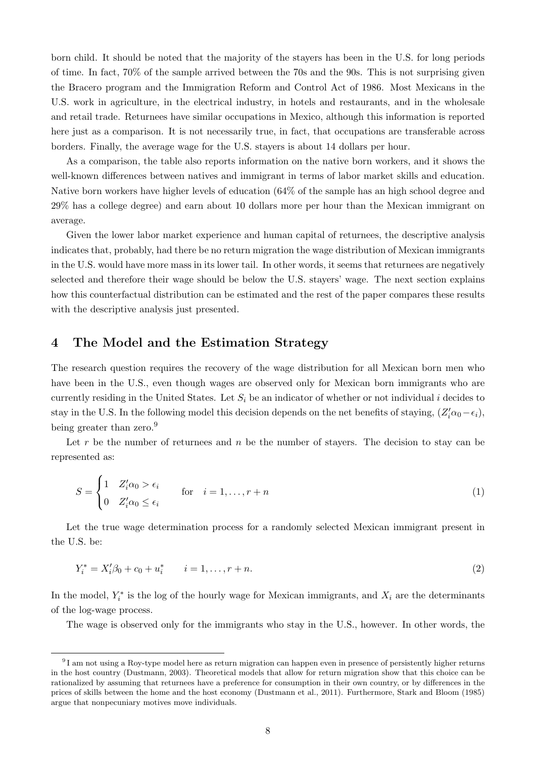born child. It should be noted that the majority of the stayers has been in the U.S. for long periods of time. In fact, 70% of the sample arrived between the 70s and the 90s. This is not surprising given the Bracero program and the Immigration Reform and Control Act of 1986. Most Mexicans in the U.S. work in agriculture, in the electrical industry, in hotels and restaurants, and in the wholesale and retail trade. Returnees have similar occupations in Mexico, although this information is reported here just as a comparison. It is not necessarily true, in fact, that occupations are transferable across borders. Finally, the average wage for the U.S. stayers is about 14 dollars per hour.

As a comparison, the table also reports information on the native born workers, and it shows the well-known differences between natives and immigrant in terms of labor market skills and education. Native born workers have higher levels of education (64% of the sample has an high school degree and 29% has a college degree) and earn about 10 dollars more per hour than the Mexican immigrant on average.

Given the lower labor market experience and human capital of returnees, the descriptive analysis indicates that, probably, had there be no return migration the wage distribution of Mexican immigrants in the U.S. would have more mass in its lower tail. In other words, it seems that returnees are negatively selected and therefore their wage should be below the U.S. stayers' wage. The next section explains how this counterfactual distribution can be estimated and the rest of the paper compares these results with the descriptive analysis just presented.

## 4 The Model and the Estimation Strategy

The research question requires the recovery of the wage distribution for all Mexican born men who have been in the U.S., even though wages are observed only for Mexican born immigrants who are currently residing in the United States. Let $S_i$ be an indicator of whether or not individual $i$ decides to stay in the U.S. In the following model this decision depends on the net benefits of staying, $(Z_i'\alpha_0 - \epsilon_i)$, being greater than zero.[9]

Let $r$ be the number of returnees and $n$ be the number of stayers. The decision to stay can be represented as:

$$S = \begin{cases} 1 & Z_i'\alpha_0 > \epsilon_i \\ 0 & Z_i'\alpha_0 \leq \epsilon_i \end{cases} \qquad \text{for} \quad i = 1, \ldots, r+n \tag{1}$$

Let the true wage determination process for a randomly selected Mexican immigrant present in the U.S. be:

$$Y_i^* = X_i'\beta_0 + c_0 + u_i^* \qquad i = 1, \ldots, r+n. \tag{2}$$

In the model, $Y_i^*$ is the log of the hourly wage for Mexican immigrants, and $X_i$ are the determinants of the log-wage process.

The wage is observed only for the immigrants who stay in the U.S., however. In other words, the

[9] I am not using a Roy-type model here as return migration can happen even in presence of persistently higher returns in the host country (Dustmann, 2003). Theoretical models that allow for return migration show that this choice can be rationalized by assuming that returnees have a preference for consumption in their own country, or by differences in the prices of skills between the home and the host economy (Dustmann et al., 2011). Furthermore, Stark and Bloom (1985) argue that nonpecuniary motives move individuals.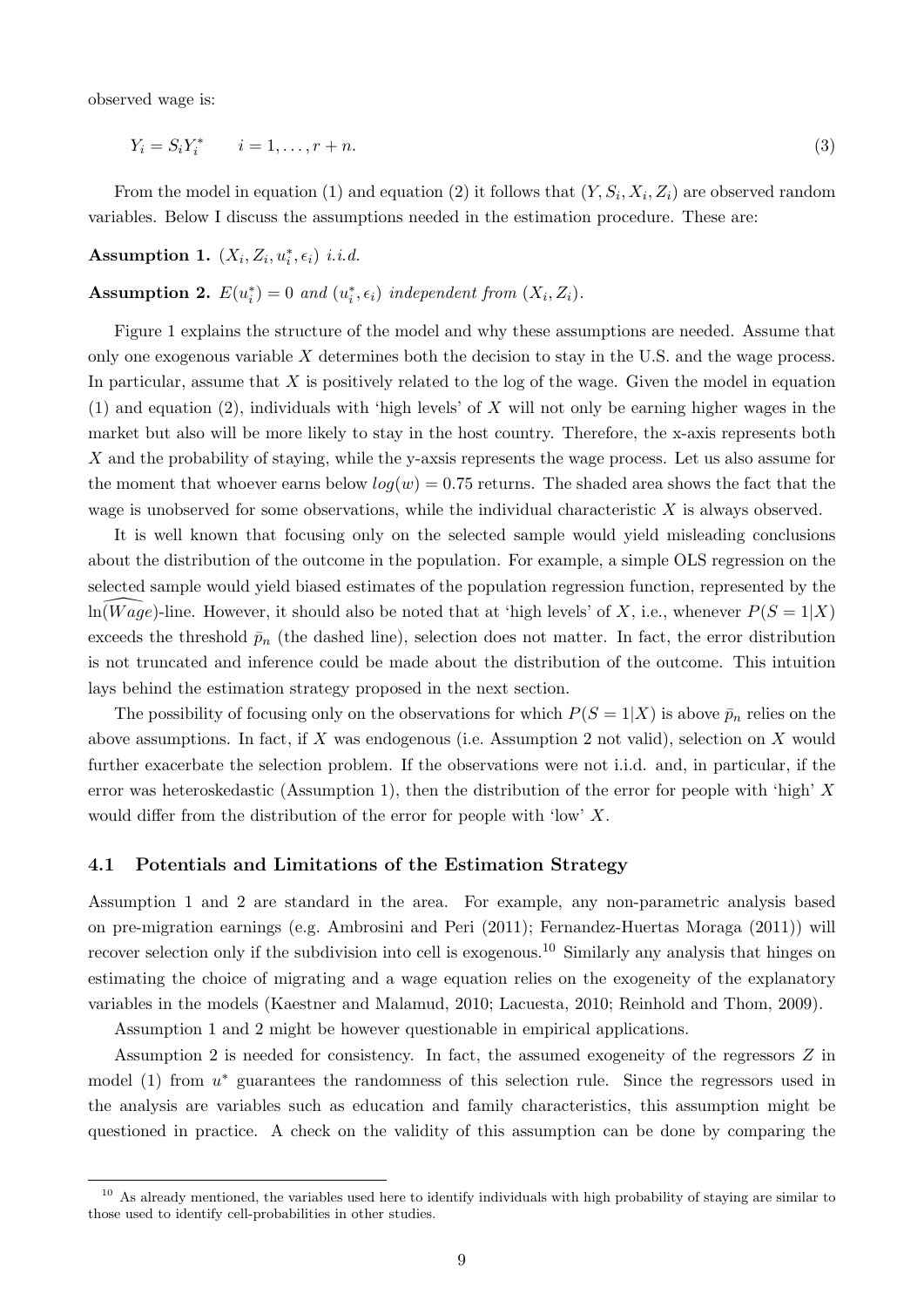observed wage is:

$$Y_i = S_i Y_i^* \qquad i = 1, \ldots, r+n. \tag{3}$$

From the model in equation (1) and equation (2) it follows that $(Y, S_i, X_i, Z_i)$ are observed random variables. Below I discuss the assumptions needed in the estimation procedure. These are:

**Assumption 1.** $(X_i, Z_i, u_i^*, \epsilon_i)$ *i.i.d.*

**Assumption 2.** $E(u_i^*) = 0$ *and* $(u_i^*, \epsilon_i)$ *independent from* $(X_i, Z_i)$.

Figure 1 explains the structure of the model and why these assumptions are needed. Assume that only one exogenous variable $X$ determines both the decision to stay in the U.S. and the wage process. In particular, assume that $X$ is positively related to the log of the wage. Given the model in equation (1) and equation (2), individuals with 'high levels' of $X$ will not only be earning higher wages in the market but also will be more likely to stay in the host country. Therefore, the x-axis represents both $X$ and the probability of staying, while the y-axsis represents the wage process. Let us also assume for the moment that whoever earns below $log(w) = 0.75$ returns. The shaded area shows the fact that the wage is unobserved for some observations, while the individual characteristic $X$ is always observed.

It is well known that focusing only on the selected sample would yield misleading conclusions about the distribution of the outcome in the population. For example, a simple OLS regression on the selected sample would yield biased estimates of the population regression function, represented by the $\ln(\widehat{Wage})$-line. However, it should also be noted that at 'high levels' of $X$, i.e., whenever $P(S = 1|X)$ exceeds the threshold $\bar{p}_n$ (the dashed line), selection does not matter. In fact, the error distribution is not truncated and inference could be made about the distribution of the outcome. This intuition lays behind the estimation strategy proposed in the next section.

The possibility of focusing only on the observations for which $P(S = 1|X)$ is above $\bar{p}_n$ relies on the above assumptions. In fact, if $X$ was endogenous (i.e. Assumption 2 not valid), selection on $X$ would further exacerbate the selection problem. If the observations were not i.i.d. and, in particular, if the error was heteroskedastic (Assumption 1), then the distribution of the error for people with 'high' $X$ would differ from the distribution of the error for people with 'low' $X$.

### 4.1 Potentials and Limitations of the Estimation Strategy

Assumption 1 and 2 are standard in the area. For example, any non-parametric analysis based on pre-migration earnings (e.g. Ambrosini and Peri (2011); Fernandez-Huertas Moraga (2011)) will recover selection only if the subdivision into cell is exogenous.[10] Similarly any analysis that hinges on estimating the choice of migrating and a wage equation relies on the exogeneity of the explanatory variables in the models (Kaestner and Malamud, 2010; Lacuesta, 2010; Reinhold and Thom, 2009).

Assumption 1 and 2 might be however questionable in empirical applications.

Assumption 2 is needed for consistency. In fact, the assumed exogeneity of the regressors $Z$ in model (1) from $u^*$ guarantees the randomness of this selection rule. Since the regressors used in the analysis are variables such as education and family characteristics, this assumption might be questioned in practice. A check on the validity of this assumption can be done by comparing the

[10] As already mentioned, the variables used here to identify individuals with high probability of staying are similar to those used to identify cell-probabilities in other studies.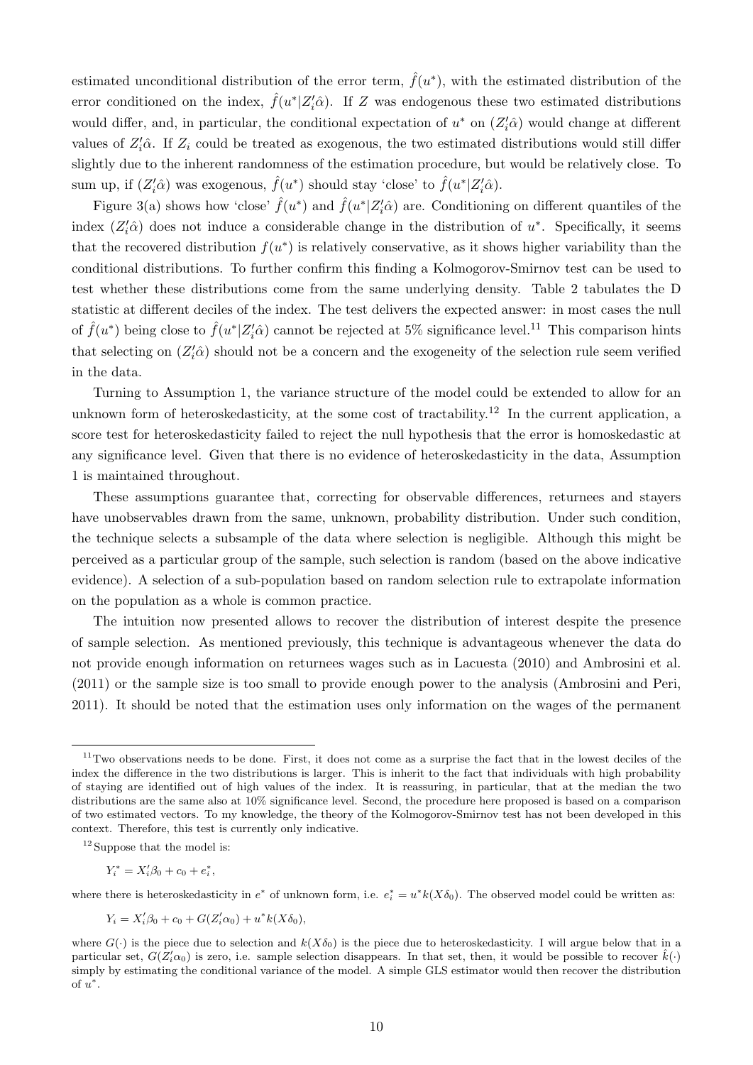estimated unconditional distribution of the error term, $\hat{f}(u^*)$, with the estimated distribution of the error conditioned on the index, $\hat{f}(u^*|Z_i'\hat{\alpha})$. If $Z$ was endogenous these two estimated distributions would differ, and, in particular, the conditional expectation of $u^*$ on $(Z_i'\hat{\alpha})$ would change at different values of $Z_i'\hat{\alpha}$. If $Z_i$ could be treated as exogenous, the two estimated distributions would still differ slightly due to the inherent randomness of the estimation procedure, but would be relatively close. To sum up, if $(Z_i'\hat{\alpha})$ was exogenous, $\hat{f}(u^*)$ should stay 'close' to $\hat{f}(u^*|Z_i'\hat{\alpha})$.

Figure 3(a) shows how 'close' $\hat{f}(u^*)$ and $\hat{f}(u^*|Z_i'\hat{\alpha})$ are. Conditioning on different quantiles of the index $(Z_i'\hat{\alpha})$ does not induce a considerable change in the distribution of $u^*$. Specifically, it seems that the recovered distribution $f(u^*)$ is relatively conservative, as it shows higher variability than the conditional distributions. To further confirm this finding a Kolmogorov-Smirnov test can be used to test whether these distributions come from the same underlying density. Table 2 tabulates the D statistic at different deciles of the index. The test delivers the expected answer: in most cases the null of $\hat{f}(u^*)$ being close to $\hat{f}(u^*|Z_i'\hat{\alpha})$ cannot be rejected at 5% significance level.[11] This comparison hints that selecting on $(Z_i'\hat{\alpha})$ should not be a concern and the exogeneity of the selection rule seem verified in the data.

Turning to Assumption 1, the variance structure of the model could be extended to allow for an unknown form of heteroskedasticity, at the some cost of tractability.[12] In the current application, a score test for heteroskedasticity failed to reject the null hypothesis that the error is homoskedastic at any significance level. Given that there is no evidence of heteroskedasticity in the data, Assumption 1 is maintained throughout.

These assumptions guarantee that, correcting for observable differences, returnees and stayers have unobservables drawn from the same, unknown, probability distribution. Under such condition, the technique selects a subsample of the data where selection is negligible. Although this might be perceived as a particular group of the sample, such selection is random (based on the above indicative evidence). A selection of a sub-population based on random selection rule to extrapolate information on the population as a whole is common practice.

The intuition now presented allows to recover the distribution of interest despite the presence of sample selection. As mentioned previously, this technique is advantageous whenever the data do not provide enough information on returnees wages such as in Lacuesta (2010) and Ambrosini et al. (2011) or the sample size is too small to provide enough power to the analysis (Ambrosini and Peri, 2011). It should be noted that the estimation uses only information on the wages of the permanent

---

[11] Two observations needs to be done. First, it does not come as a surprise the fact that in the lowest deciles of the index the difference in the two distributions is larger. This is inherit to the fact that individuals with high probability of staying are identified out of high values of the index. It is reassuring, in particular, that at the median the two distributions are the same also at 10% significance level. Second, the procedure here proposed is based on a comparison of two estimated vectors. To my knowledge, the theory of the Kolmogorov-Smirnov test has not been developed in this context. Therefore, this test is currently only indicative.

[12] Suppose that the model is:

$$Y_i^* = X_i'\beta_0 + c_0 + e_i^*,$$

where there is heteroskedasticity in $e^*$ of unknown form, i.e. $e_i^* = u^* k(X\delta_0)$. The observed model could be written as:

$$Y_i = X_i'\beta_0 + c_0 + G(Z_i'\alpha_0) + u^* k(X\delta_0),$$

where $G(\cdot)$ is the piece due to selection and $k(X\delta_0)$ is the piece due to heteroskedasticity. I will argue below that in a particular set, $G(Z_i'\alpha_0)$ is zero, i.e. sample selection disappears. In that set, then, it would be possible to recover $\hat{k}(\cdot)$ simply by estimating the conditional variance of the model. A simple GLS estimator would then recover the distribution of $u^*$.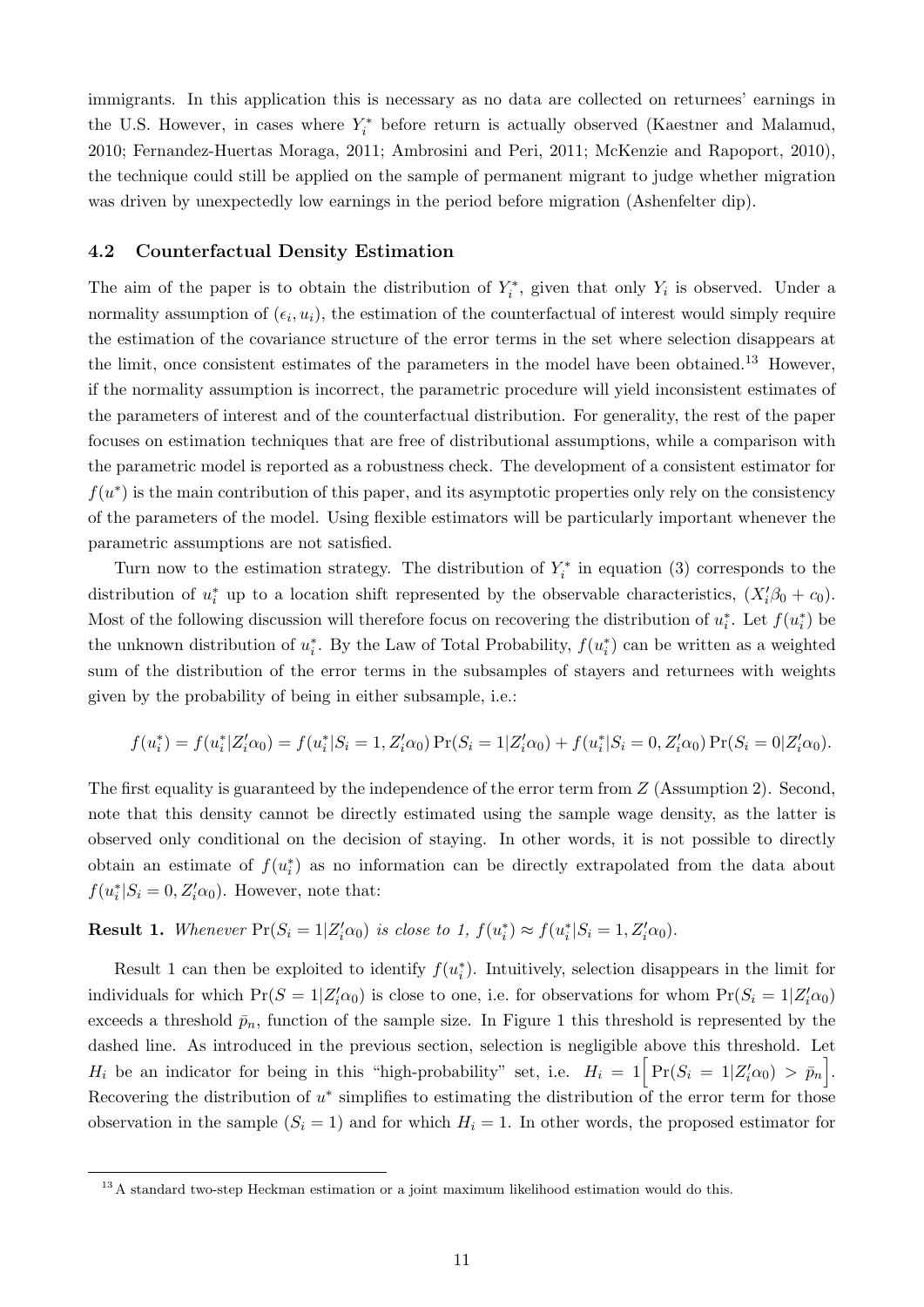immigrants. In this application this is necessary as no data are collected on returnees' earnings in the U.S. However, in cases where $Y_i^*$ before return is actually observed (Kaestner and Malamud, 2010; Fernandez-Huertas Moraga, 2011; Ambrosini and Peri, 2011; McKenzie and Rapoport, 2010), the technique could still be applied on the sample of permanent migrant to judge whether migration was driven by unexpectedly low earnings in the period before migration (Ashenfelter dip).

### 4.2 Counterfactual Density Estimation

The aim of the paper is to obtain the distribution of $Y_i^*$, given that only $Y_i$ is observed. Under a normality assumption of $(\epsilon_i, u_i)$, the estimation of the counterfactual of interest would simply require the estimation of the covariance structure of the error terms in the set where selection disappears at the limit, once consistent estimates of the parameters in the model have been obtained.[13] However, if the normality assumption is incorrect, the parametric procedure will yield inconsistent estimates of the parameters of interest and of the counterfactual distribution. For generality, the rest of the paper focuses on estimation techniques that are free of distributional assumptions, while a comparison with the parametric model is reported as a robustness check. The development of a consistent estimator for $f(u^*)$ is the main contribution of this paper, and its asymptotic properties only rely on the consistency of the parameters of the model. Using flexible estimators will be particularly important whenever the parametric assumptions are not satisfied.

Turn now to the estimation strategy. The distribution of $Y_i^*$ in equation (3) corresponds to the distribution of $u_i^*$ up to a location shift represented by the observable characteristics, $(X_i'\beta_0 + c_0)$. Most of the following discussion will therefore focus on recovering the distribution of $u_i^*$. Let $f(u_i^*)$ be the unknown distribution of $u_i^*$. By the Law of Total Probability, $f(u_i^*)$ can be written as a weighted sum of the distribution of the error terms in the subsamples of stayers and returnees with weights given by the probability of being in either subsample, i.e.:

$$f(u_i^*) = f(u_i^*|Z_i'\alpha_0) = f(u_i^*|S_i = 1, Z_i'\alpha_0)\Pr(S_i = 1|Z_i'\alpha_0) + f(u_i^*|S_i = 0, Z_i'\alpha_0)\Pr(S_i = 0|Z_i'\alpha_0).$$

The first equality is guaranteed by the independence of the error term from $Z$ (Assumption 2). Second, note that this density cannot be directly estimated using the sample wage density, as the latter is observed only conditional on the decision of staying. In other words, it is not possible to directly obtain an estimate of $f(u_i^*)$ as no information can be directly extrapolated from the data about $f(u_i^*|S_i = 0, Z_i'\alpha_0)$. However, note that:

**Result 1.** *Whenever* $\Pr(S_i = 1|Z_i'\alpha_0)$ *is close to 1,* $f(u_i^*) \approx f(u_i^*|S_i = 1, Z_i'\alpha_0)$.

Result 1 can then be exploited to identify $f(u_i^*)$. Intuitively, selection disappears in the limit for individuals for which $\Pr(S = 1|Z_i'\alpha_0)$ is close to one, i.e. for observations for whom $\Pr(S_i = 1|Z_i'\alpha_0)$ exceeds a threshold $\bar{p}_n$, function of the sample size. In Figure 1 this threshold is represented by the dashed line. As introduced in the previous section, selection is negligible above this threshold. Let $H_i$ be an indicator for being in this "high-probability" set, i.e. $H_i = 1\Big[\Pr(S_i = 1|Z_i'\alpha_0) > \bar{p}_n\Big]$. Recovering the distribution of $u^*$ simplifies to estimating the distribution of the error term for those observation in the sample ($S_i = 1$) and for which $H_i = 1$. In other words, the proposed estimator for

[13] A standard two-step Heckman estimation or a joint maximum likelihood estimation would do this.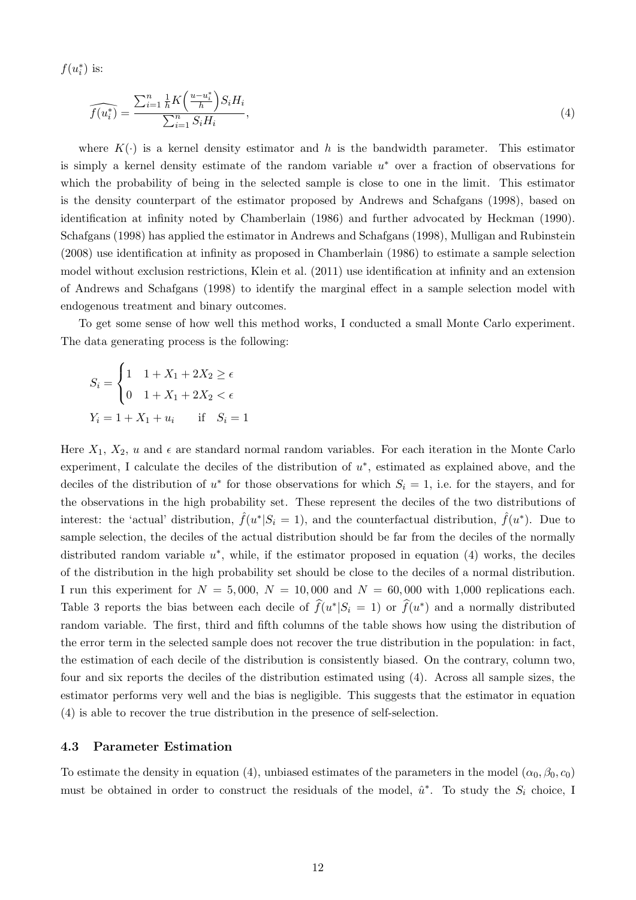$f(u_i^*)$ is:

$$\widehat{f(u_i^*)} = \frac{\sum_{i=1}^{n} \frac{1}{h} K\left(\frac{u - u_i^*}{h}\right) S_i H_i}{\sum_{i=1}^{n} S_i H_i}, \tag{4}$$

where $K(\cdot)$ is a kernel density estimator and $h$ is the bandwidth parameter. This estimator is simply a kernel density estimate of the random variable $u^*$ over a fraction of observations for which the probability of being in the selected sample is close to one in the limit. This estimator is the density counterpart of the estimator proposed by Andrews and Schafgans (1998), based on identification at infinity noted by Chamberlain (1986) and further advocated by Heckman (1990). Schafgans (1998) has applied the estimator in Andrews and Schafgans (1998), Mulligan and Rubinstein (2008) use identification at infinity as proposed in Chamberlain (1986) to estimate a sample selection model without exclusion restrictions, Klein et al. (2011) use identification at infinity and an extension of Andrews and Schafgans (1998) to identify the marginal effect in a sample selection model with endogenous treatment and binary outcomes.

To get some sense of how well this method works, I conducted a small Monte Carlo experiment. The data generating process is the following:

$$S_i = \begin{cases} 1 & 1 + X_1 + 2X_2 \geq \epsilon \\ 0 & 1 + X_1 + 2X_2 < \epsilon \end{cases}$$

$$Y_i = 1 + X_1 + u_i \qquad \text{if} \quad S_i = 1$$

Here $X_1$, $X_2$, $u$ and $\epsilon$ are standard normal random variables. For each iteration in the Monte Carlo experiment, I calculate the deciles of the distribution of $u^*$, estimated as explained above, and the deciles of the distribution of $u^*$ for those observations for which $S_i = 1$, i.e. for the stayers, and for the observations in the high probability set. These represent the deciles of the two distributions of interest: the 'actual' distribution, $\hat{f}(u^*|S_i = 1)$, and the counterfactual distribution, $\hat{f}(u^*)$. Due to sample selection, the deciles of the actual distribution should be far from the deciles of the normally distributed random variable $u^*$, while, if the estimator proposed in equation (4) works, the deciles of the distribution in the high probability set should be close to the deciles of a normal distribution. I run this experiment for $N = 5,000$, $N = 10,000$ and $N = 60,000$ with 1,000 replications each. Table 3 reports the bias between each decile of $\widehat{f}(u^*|S_i = 1)$ or $\widehat{f}(u^*)$ and a normally distributed random variable. The first, third and fifth columns of the table shows how using the distribution of the error term in the selected sample does not recover the true distribution in the population: in fact, the estimation of each decile of the distribution is consistently biased. On the contrary, column two, four and six reports the deciles of the distribution estimated using (4). Across all sample sizes, the estimator performs very well and the bias is negligible. This suggests that the estimator in equation (4) is able to recover the true distribution in the presence of self-selection.

### 4.3 Parameter Estimation

To estimate the density in equation (4), unbiased estimates of the parameters in the model $(\alpha_0, \beta_0, c_0)$ must be obtained in order to construct the residuals of the model, $\hat{u}^*$. To study the $S_i$ choice, I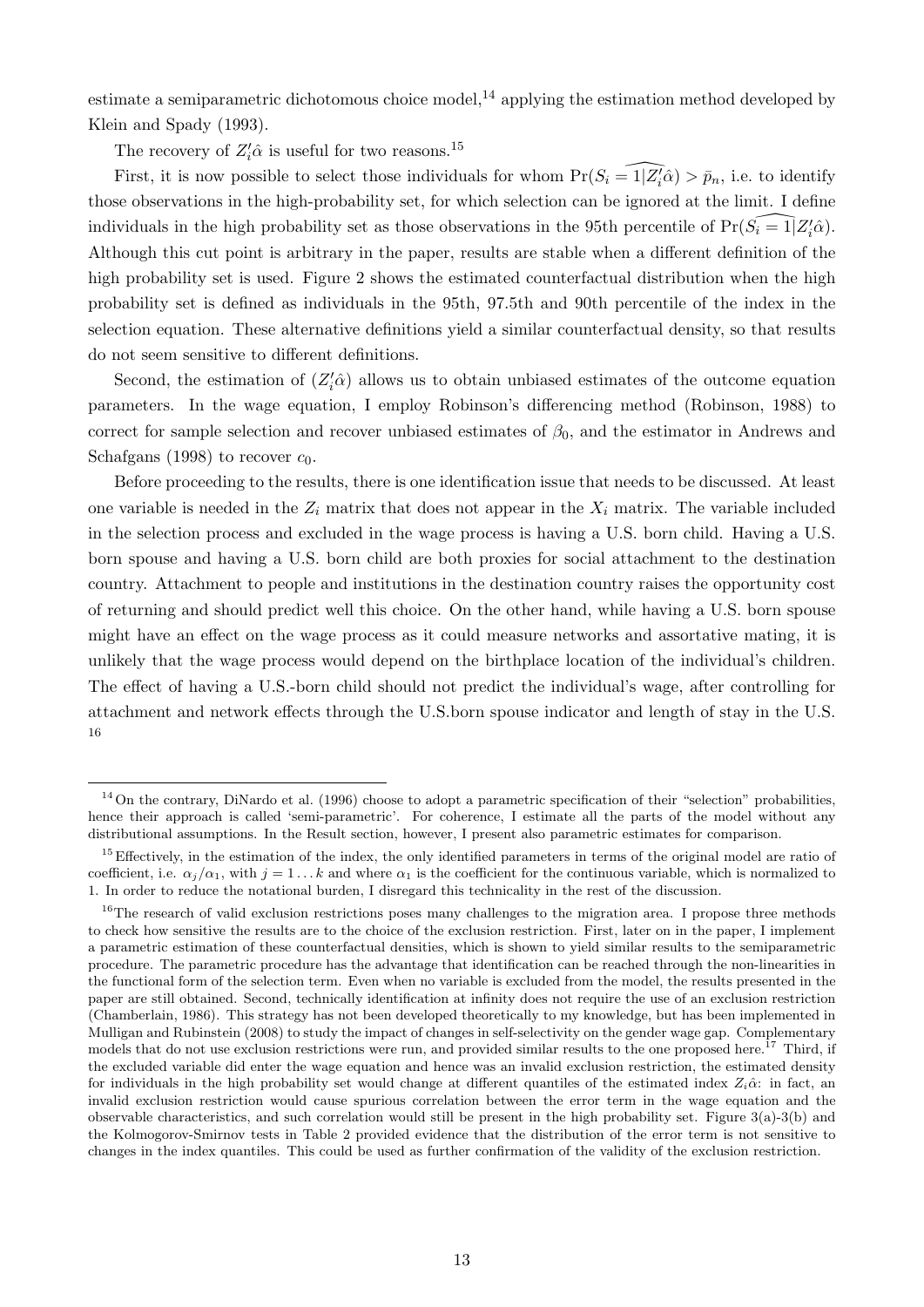estimate a semiparametric dichotomous choice model,[14] applying the estimation method developed by Klein and Spady (1993).

The recovery of $Z_i'\hat{\alpha}$ is useful for two reasons.[15]

First, it is now possible to select those individuals for whom $\widehat{\Pr(S_i = 1|Z_i'\hat{\alpha})} > \bar{p}_n$, i.e. to identify those observations in the high-probability set, for which selection can be ignored at the limit. I define individuals in the high probability set as those observations in the 95th percentile of $\widehat{\Pr(S_i = 1|Z_i'\hat{\alpha})}$. Although this cut point is arbitrary in the paper, results are stable when a different definition of the high probability set is used. Figure 2 shows the estimated counterfactual distribution when the high probability set is defined as individuals in the 95th, 97.5th and 90th percentile of the index in the selection equation. These alternative definitions yield a similar counterfactual density, so that results do not seem sensitive to different definitions.

Second, the estimation of $(Z_i'\hat{\alpha})$ allows us to obtain unbiased estimates of the outcome equation parameters. In the wage equation, I employ Robinson's differencing method (Robinson, 1988) to correct for sample selection and recover unbiased estimates of $\beta_0$, and the estimator in Andrews and Schafgans (1998) to recover $c_0$.

Before proceeding to the results, there is one identification issue that needs to be discussed. At least one variable is needed in the $Z_i$ matrix that does not appear in the $X_i$ matrix. The variable included in the selection process and excluded in the wage process is having a U.S. born child. Having a U.S. born spouse and having a U.S. born child are both proxies for social attachment to the destination country. Attachment to people and institutions in the destination country raises the opportunity cost of returning and should predict well this choice. On the other hand, while having a U.S. born spouse might have an effect on the wage process as it could measure networks and assortative mating, it is unlikely that the wage process would depend on the birthplace location of the individual's children. The effect of having a U.S.-born child should not predict the individual's wage, after controlling for attachment and network effects through the U.S.born spouse indicator and length of stay in the U.S. [16]

---

[14] On the contrary, DiNardo et al. (1996) choose to adopt a parametric specification of their "selection" probabilities, hence their approach is called 'semi-parametric'. For coherence, I estimate all the parts of the model without any distributional assumptions. In the Result section, however, I present also parametric estimates for comparison.

[15] Effectively, in the estimation of the index, the only identified parameters in terms of the original model are ratio of coefficient, i.e. $\alpha_j/\alpha_1$, with $j = 1 \dots k$ and where $\alpha_1$ is the coefficient for the continuous variable, which is normalized to 1. In order to reduce the notational burden, I disregard this technicality in the rest of the discussion.

[16] The research of valid exclusion restrictions poses many challenges to the migration area. I propose three methods to check how sensitive the results are to the choice of the exclusion restriction. First, later on in the paper, I implement a parametric estimation of these counterfactual densities, which is shown to yield similar results to the semiparametric procedure. The parametric procedure has the advantage that identification can be reached through the non-linearities in the functional form of the selection term. Even when no variable is excluded from the model, the results presented in the paper are still obtained. Second, technically identification at infinity does not require the use of an exclusion restriction (Chamberlain, 1986). This strategy has not been developed theoretically to my knowledge, but has been implemented in Mulligan and Rubinstein (2008) to study the impact of changes in self-selectivity on the gender wage gap. Complementary models that do not use exclusion restrictions were run, and provided similar results to the one proposed here.[17] Third, if the excluded variable did enter the wage equation and hence was an invalid exclusion restriction, the estimated density for individuals in the high probability set would change at different quantiles of the estimated index $Z_i\hat{\alpha}$: in fact, an invalid exclusion restriction would cause spurious correlation between the error term in the wage equation and the observable characteristics, and such correlation would still be present in the high probability set. Figure 3(a)-3(b) and the Kolmogorov-Smirnov tests in Table 2 provided evidence that the distribution of the error term is not sensitive to changes in the index quantiles. This could be used as further confirmation of the validity of the exclusion restriction.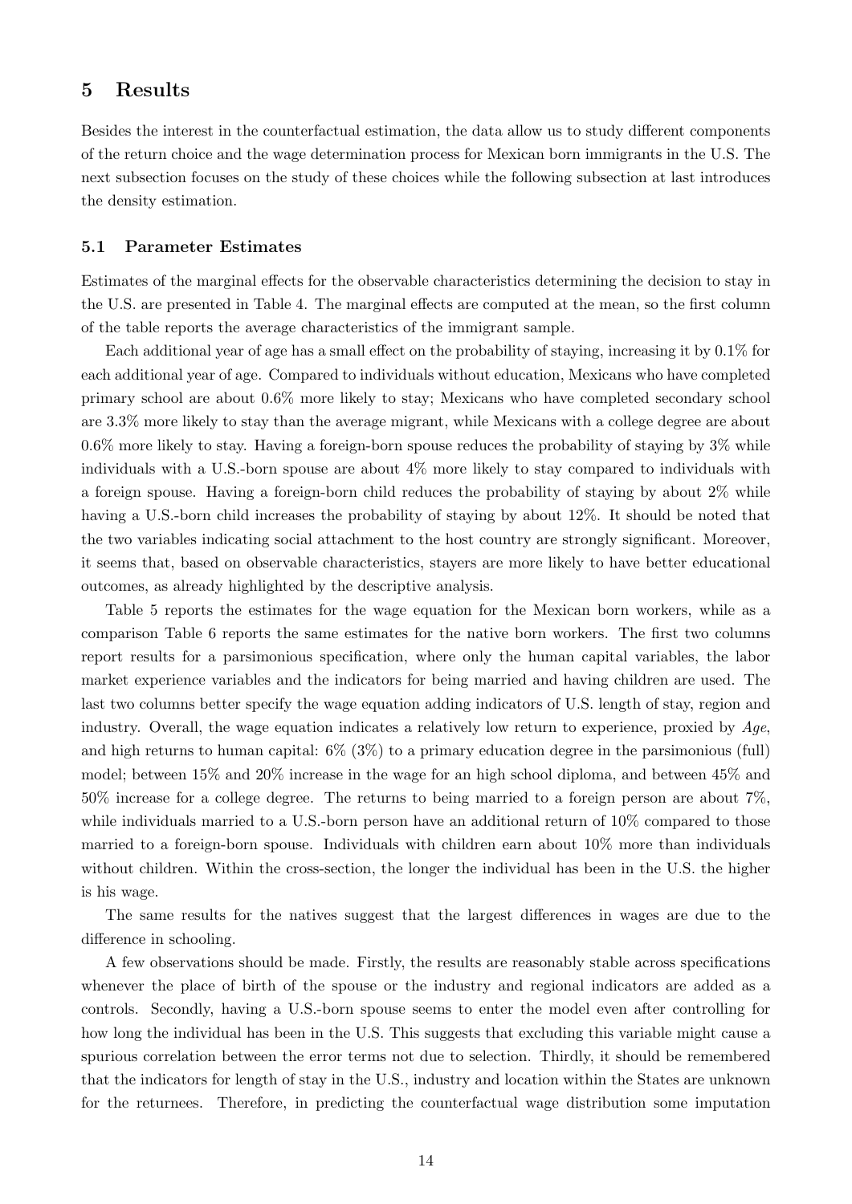# 5 Results

Besides the interest in the counterfactual estimation, the data allow us to study different components of the return choice and the wage determination process for Mexican born immigrants in the U.S. The next subsection focuses on the study of these choices while the following subsection at last introduces the density estimation.

## 5.1 Parameter Estimates

Estimates of the marginal effects for the observable characteristics determining the decision to stay in the U.S. are presented in Table 4. The marginal effects are computed at the mean, so the first column of the table reports the average characteristics of the immigrant sample.

Each additional year of age has a small effect on the probability of staying, increasing it by 0.1% for each additional year of age. Compared to individuals without education, Mexicans who have completed primary school are about 0.6% more likely to stay; Mexicans who have completed secondary school are 3.3% more likely to stay than the average migrant, while Mexicans with a college degree are about 0.6% more likely to stay. Having a foreign-born spouse reduces the probability of staying by 3% while individuals with a U.S.-born spouse are about 4% more likely to stay compared to individuals with a foreign spouse. Having a foreign-born child reduces the probability of staying by about 2% while having a U.S.-born child increases the probability of staying by about 12%. It should be noted that the two variables indicating social attachment to the host country are strongly significant. Moreover, it seems that, based on observable characteristics, stayers are more likely to have better educational outcomes, as already highlighted by the descriptive analysis.

Table 5 reports the estimates for the wage equation for the Mexican born workers, while as a comparison Table 6 reports the same estimates for the native born workers. The first two columns report results for a parsimonious specification, where only the human capital variables, the labor market experience variables and the indicators for being married and having children are used. The last two columns better specify the wage equation adding indicators of U.S. length of stay, region and industry. Overall, the wage equation indicates a relatively low return to experience, proxied by *Age*, and high returns to human capital: 6% (3%) to a primary education degree in the parsimonious (full) model; between 15% and 20% increase in the wage for an high school diploma, and between 45% and 50% increase for a college degree. The returns to being married to a foreign person are about 7%, while individuals married to a U.S.-born person have an additional return of 10% compared to those married to a foreign-born spouse. Individuals with children earn about 10% more than individuals without children. Within the cross-section, the longer the individual has been in the U.S. the higher is his wage.

The same results for the natives suggest that the largest differences in wages are due to the difference in schooling.

A few observations should be made. Firstly, the results are reasonably stable across specifications whenever the place of birth of the spouse or the industry and regional indicators are added as a controls. Secondly, having a U.S.-born spouse seems to enter the model even after controlling for how long the individual has been in the U.S. This suggests that excluding this variable might cause a spurious correlation between the error terms not due to selection. Thirdly, it should be remembered that the indicators for length of stay in the U.S., industry and location within the States are unknown for the returnees. Therefore, in predicting the counterfactual wage distribution some imputation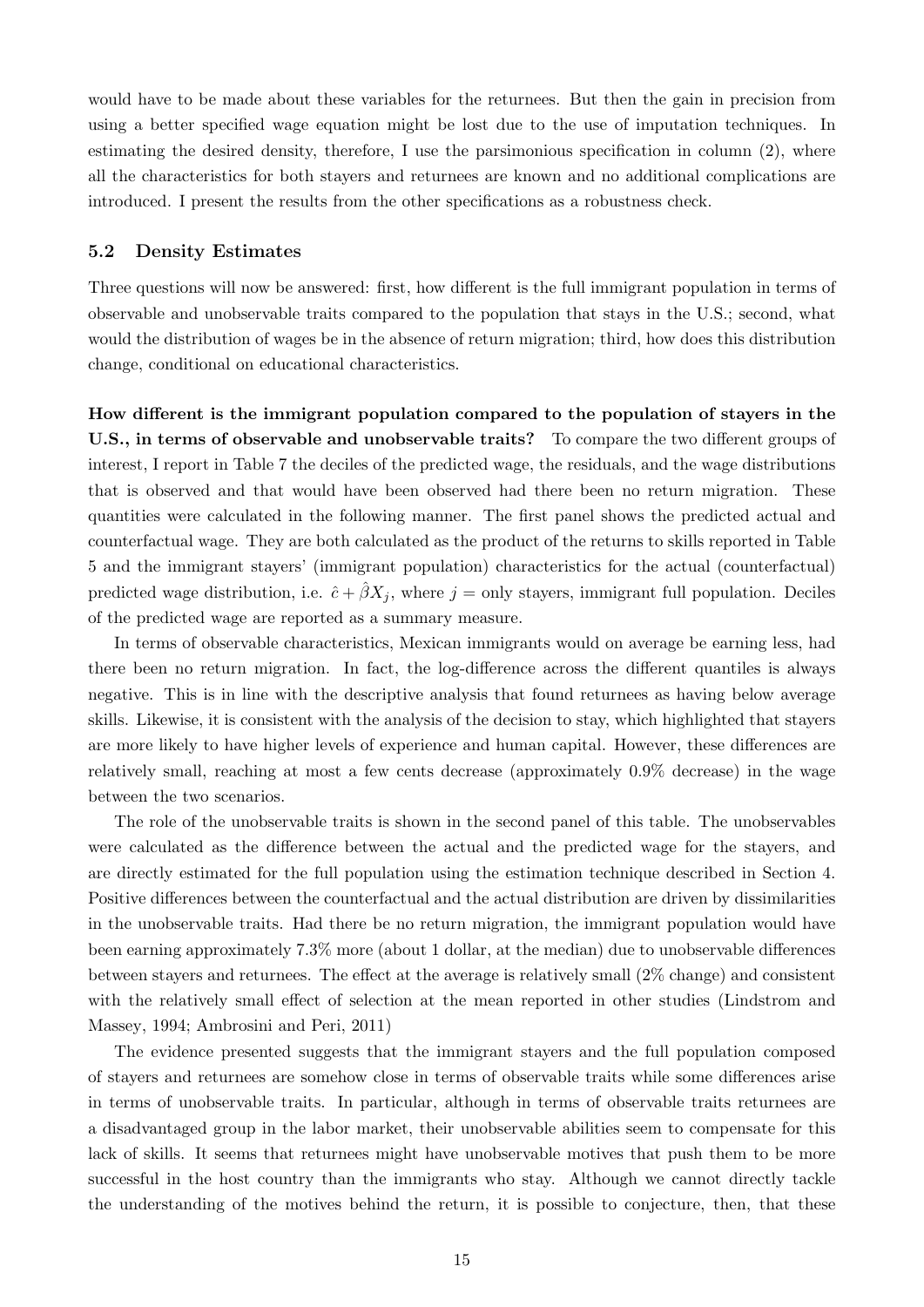would have to be made about these variables for the returnees. But then the gain in precision from using a better specified wage equation might be lost due to the use of imputation techniques. In estimating the desired density, therefore, I use the parsimonious specification in column (2), where all the characteristics for both stayers and returnees are known and no additional complications are introduced. I present the results from the other specifications as a robustness check.

### 5.2 Density Estimates

Three questions will now be answered: first, how different is the full immigrant population in terms of observable and unobservable traits compared to the population that stays in the U.S.; second, what would the distribution of wages be in the absence of return migration; third, how does this distribution change, conditional on educational characteristics.

**How different is the immigrant population compared to the population of stayers in the U.S., in terms of observable and unobservable traits?** To compare the two different groups of interest, I report in Table 7 the deciles of the predicted wage, the residuals, and the wage distributions that is observed and that would have been observed had there been no return migration. These quantities were calculated in the following manner. The first panel shows the predicted actual and counterfactual wage. They are both calculated as the product of the returns to skills reported in Table 5 and the immigrant stayers' (immigrant population) characteristics for the actual (counterfactual) predicted wage distribution, i.e. $\hat{c} + \hat{\beta}X_j$, where $j$ = only stayers, immigrant full population. Deciles of the predicted wage are reported as a summary measure.

In terms of observable characteristics, Mexican immigrants would on average be earning less, had there been no return migration. In fact, the log-difference across the different quantiles is always negative. This is in line with the descriptive analysis that found returnees as having below average skills. Likewise, it is consistent with the analysis of the decision to stay, which highlighted that stayers are more likely to have higher levels of experience and human capital. However, these differences are relatively small, reaching at most a few cents decrease (approximately 0.9% decrease) in the wage between the two scenarios.

The role of the unobservable traits is shown in the second panel of this table. The unobservables were calculated as the difference between the actual and the predicted wage for the stayers, and are directly estimated for the full population using the estimation technique described in Section 4. Positive differences between the counterfactual and the actual distribution are driven by dissimilarities in the unobservable traits. Had there be no return migration, the immigrant population would have been earning approximately 7.3% more (about 1 dollar, at the median) due to unobservable differences between stayers and returnees. The effect at the average is relatively small (2% change) and consistent with the relatively small effect of selection at the mean reported in other studies (Lindstrom and Massey, 1994; Ambrosini and Peri, 2011)

The evidence presented suggests that the immigrant stayers and the full population composed of stayers and returnees are somehow close in terms of observable traits while some differences arise in terms of unobservable traits. In particular, although in terms of observable traits returnees are a disadvantaged group in the labor market, their unobservable abilities seem to compensate for this lack of skills. It seems that returnees might have unobservable motives that push them to be more successful in the host country than the immigrants who stay. Although we cannot directly tackle the understanding of the motives behind the return, it is possible to conjecture, then, that these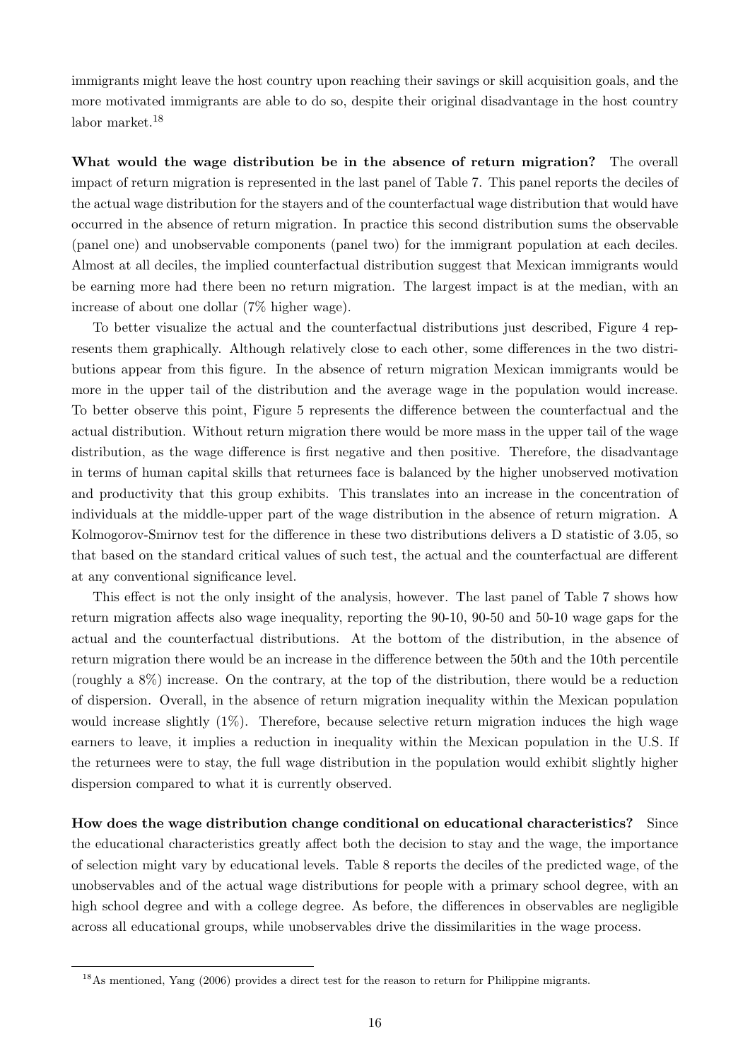immigrants might leave the host country upon reaching their savings or skill acquisition goals, and the more motivated immigrants are able to do so, despite their original disadvantage in the host country labor market.[18]

**What would the wage distribution be in the absence of return migration?** The overall impact of return migration is represented in the last panel of Table 7. This panel reports the deciles of the actual wage distribution for the stayers and of the counterfactual wage distribution that would have occurred in the absence of return migration. In practice this second distribution sums the observable (panel one) and unobservable components (panel two) for the immigrant population at each deciles. Almost at all deciles, the implied counterfactual distribution suggest that Mexican immigrants would be earning more had there been no return migration. The largest impact is at the median, with an increase of about one dollar (7% higher wage).

To better visualize the actual and the counterfactual distributions just described, Figure 4 represents them graphically. Although relatively close to each other, some differences in the two distributions appear from this figure. In the absence of return migration Mexican immigrants would be more in the upper tail of the distribution and the average wage in the population would increase. To better observe this point, Figure 5 represents the difference between the counterfactual and the actual distribution. Without return migration there would be more mass in the upper tail of the wage distribution, as the wage difference is first negative and then positive. Therefore, the disadvantage in terms of human capital skills that returnees face is balanced by the higher unobserved motivation and productivity that this group exhibits. This translates into an increase in the concentration of individuals at the middle-upper part of the wage distribution in the absence of return migration. A Kolmogorov-Smirnov test for the difference in these two distributions delivers a D statistic of 3.05, so that based on the standard critical values of such test, the actual and the counterfactual are different at any conventional significance level.

This effect is not the only insight of the analysis, however. The last panel of Table 7 shows how return migration affects also wage inequality, reporting the 90-10, 90-50 and 50-10 wage gaps for the actual and the counterfactual distributions. At the bottom of the distribution, in the absence of return migration there would be an increase in the difference between the 50th and the 10th percentile (roughly a 8%) increase. On the contrary, at the top of the distribution, there would be a reduction of dispersion. Overall, in the absence of return migration inequality within the Mexican population would increase slightly (1%). Therefore, because selective return migration induces the high wage earners to leave, it implies a reduction in inequality within the Mexican population in the U.S. If the returnees were to stay, the full wage distribution in the population would exhibit slightly higher dispersion compared to what it is currently observed.

**How does the wage distribution change conditional on educational characteristics?** Since the educational characteristics greatly affect both the decision to stay and the wage, the importance of selection might vary by educational levels. Table 8 reports the deciles of the predicted wage, of the unobservables and of the actual wage distributions for people with a primary school degree, with an high school degree and with a college degree. As before, the differences in observables are negligible across all educational groups, while unobservables drive the dissimilarities in the wage process.

[18]As mentioned, Yang (2006) provides a direct test for the reason to return for Philippine migrants.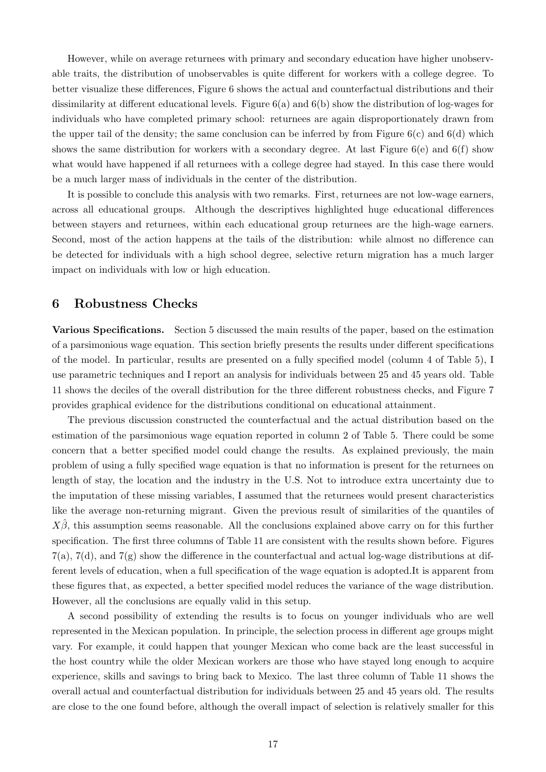However, while on average returnees with primary and secondary education have higher unobservable traits, the distribution of unobservables is quite different for workers with a college degree. To better visualize these differences, Figure 6 shows the actual and counterfactual distributions and their dissimilarity at different educational levels. Figure 6(a) and 6(b) show the distribution of log-wages for individuals who have completed primary school: returnees are again disproportionately drawn from the upper tail of the density; the same conclusion can be inferred by from Figure 6(c) and 6(d) which shows the same distribution for workers with a secondary degree. At last Figure 6(e) and 6(f) show what would have happened if all returnees with a college degree had stayed. In this case there would be a much larger mass of individuals in the center of the distribution.

It is possible to conclude this analysis with two remarks. First, returnees are not low-wage earners, across all educational groups. Although the descriptives highlighted huge educational differences between stayers and returnees, within each educational group returnees are the high-wage earners. Second, most of the action happens at the tails of the distribution: while almost no difference can be detected for individuals with a high school degree, selective return migration has a much larger impact on individuals with low or high education.

## 6 Robustness Checks

**Various Specifications.** Section 5 discussed the main results of the paper, based on the estimation of a parsimonious wage equation. This section briefly presents the results under different specifications of the model. In particular, results are presented on a fully specified model (column 4 of Table 5), I use parametric techniques and I report an analysis for individuals between 25 and 45 years old. Table 11 shows the deciles of the overall distribution for the three different robustness checks, and Figure 7 provides graphical evidence for the distributions conditional on educational attainment.

The previous discussion constructed the counterfactual and the actual distribution based on the estimation of the parsimonious wage equation reported in column 2 of Table 5. There could be some concern that a better specified model could change the results. As explained previously, the main problem of using a fully specified wage equation is that no information is present for the returnees on length of stay, the location and the industry in the U.S. Not to introduce extra uncertainty due to the imputation of these missing variables, I assumed that the returnees would present characteristics like the average non-returning migrant. Given the previous result of similarities of the quantiles of $X\hat{\beta}$, this assumption seems reasonable. All the conclusions explained above carry on for this further specification. The first three columns of Table 11 are consistent with the results shown before. Figures 7(a), 7(d), and 7(g) show the difference in the counterfactual and actual log-wage distributions at different levels of education, when a full specification of the wage equation is adopted.It is apparent from these figures that, as expected, a better specified model reduces the variance of the wage distribution. However, all the conclusions are equally valid in this setup.

A second possibility of extending the results is to focus on younger individuals who are well represented in the Mexican population. In principle, the selection process in different age groups might vary. For example, it could happen that younger Mexican who come back are the least successful in the host country while the older Mexican workers are those who have stayed long enough to acquire experience, skills and savings to bring back to Mexico. The last three column of Table 11 shows the overall actual and counterfactual distribution for individuals between 25 and 45 years old. The results are close to the one found before, although the overall impact of selection is relatively smaller for this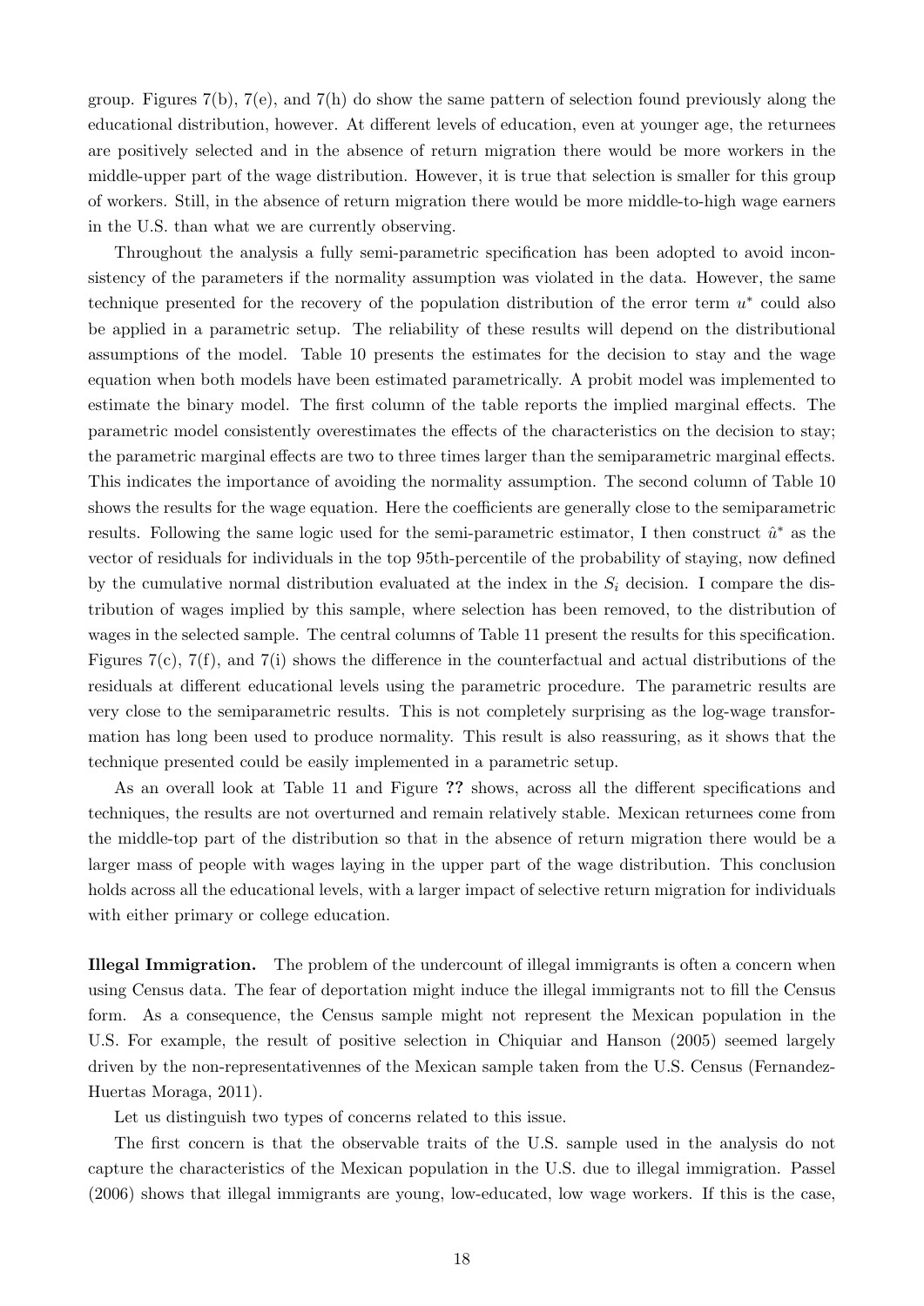group. Figures 7(b), 7(e), and 7(h) do show the same pattern of selection found previously along the educational distribution, however. At different levels of education, even at younger age, the returnees are positively selected and in the absence of return migration there would be more workers in the middle-upper part of the wage distribution. However, it is true that selection is smaller for this group of workers. Still, in the absence of return migration there would be more middle-to-high wage earners in the U.S. than what we are currently observing.

Throughout the analysis a fully semi-parametric specification has been adopted to avoid inconsistency of the parameters if the normality assumption was violated in the data. However, the same technique presented for the recovery of the population distribution of the error term $u^*$ could also be applied in a parametric setup. The reliability of these results will depend on the distributional assumptions of the model. Table 10 presents the estimates for the decision to stay and the wage equation when both models have been estimated parametrically. A probit model was implemented to estimate the binary model. The first column of the table reports the implied marginal effects. The parametric model consistently overestimates the effects of the characteristics on the decision to stay; the parametric marginal effects are two to three times larger than the semiparametric marginal effects. This indicates the importance of avoiding the normality assumption. The second column of Table 10 shows the results for the wage equation. Here the coefficients are generally close to the semiparametric results. Following the same logic used for the semi-parametric estimator, I then construct $\hat{u}^*$ as the vector of residuals for individuals in the top 95th-percentile of the probability of staying, now defined by the cumulative normal distribution evaluated at the index in the $S_i$ decision. I compare the distribution of wages implied by this sample, where selection has been removed, to the distribution of wages in the selected sample. The central columns of Table 11 present the results for this specification. Figures 7(c), 7(f), and 7(i) shows the difference in the counterfactual and actual distributions of the residuals at different educational levels using the parametric procedure. The parametric results are very close to the semiparametric results. This is not completely surprising as the log-wage transformation has long been used to produce normality. This result is also reassuring, as it shows that the technique presented could be easily implemented in a parametric setup.

As an overall look at Table 11 and Figure **??** shows, across all the different specifications and techniques, the results are not overturned and remain relatively stable. Mexican returnees come from the middle-top part of the distribution so that in the absence of return migration there would be a larger mass of people with wages laying in the upper part of the wage distribution. This conclusion holds across all the educational levels, with a larger impact of selective return migration for individuals with either primary or college education.

**Illegal Immigration.** The problem of the undercount of illegal immigrants is often a concern when using Census data. The fear of deportation might induce the illegal immigrants not to fill the Census form. As a consequence, the Census sample might not represent the Mexican population in the U.S. For example, the result of positive selection in Chiquiar and Hanson (2005) seemed largely driven by the non-representativennes of the Mexican sample taken from the U.S. Census (Fernandez-Huertas Moraga, 2011).

Let us distinguish two types of concerns related to this issue.

The first concern is that the observable traits of the U.S. sample used in the analysis do not capture the characteristics of the Mexican population in the U.S. due to illegal immigration. Passel (2006) shows that illegal immigrants are young, low-educated, low wage workers. If this is the case,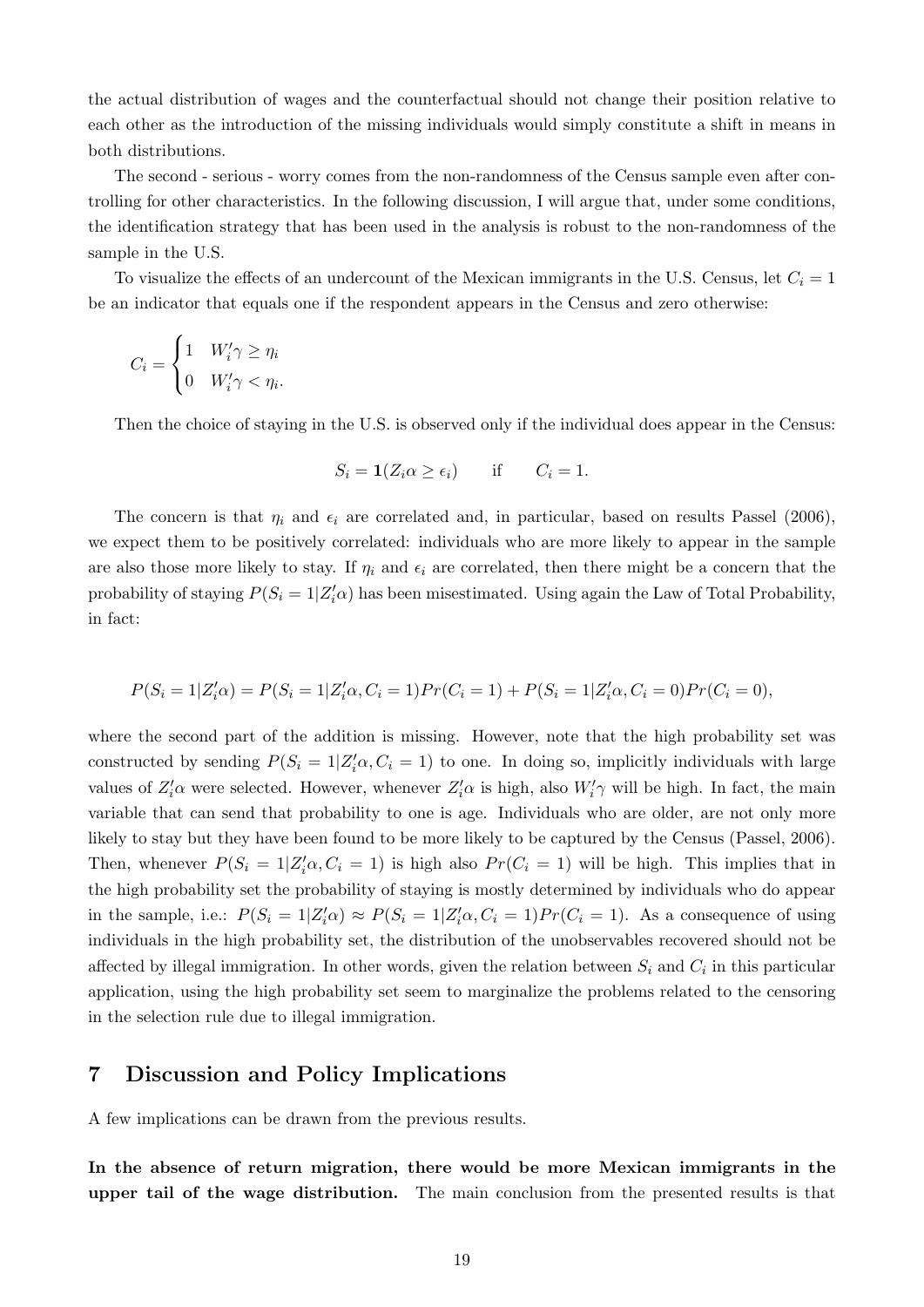the actual distribution of wages and the counterfactual should not change their position relative to each other as the introduction of the missing individuals would simply constitute a shift in means in both distributions.

The second - serious - worry comes from the non-randomness of the Census sample even after controlling for other characteristics. In the following discussion, I will argue that, under some conditions, the identification strategy that has been used in the analysis is robust to the non-randomness of the sample in the U.S.

To visualize the effects of an undercount of the Mexican immigrants in the U.S. Census, let $C_i = 1$ be an indicator that equals one if the respondent appears in the Census and zero otherwise:

$$C_i = \begin{cases} 1 & W_i'\gamma \geq \eta_i \\ 0 & W_i'\gamma < \eta_i. \end{cases}$$

Then the choice of staying in the U.S. is observed only if the individual does appear in the Census:

$$S_i = \mathbf{1}(Z_i\alpha \geq \epsilon_i) \qquad \text{if} \qquad C_i = 1.$$

The concern is that $\eta_i$ and $\epsilon_i$ are correlated and, in particular, based on results Passel (2006), we expect them to be positively correlated: individuals who are more likely to appear in the sample are also those more likely to stay. If $\eta_i$ and $\epsilon_i$ are correlated, then there might be a concern that the probability of staying $P(S_i = 1|Z_i'\alpha)$ has been misestimated. Using again the Law of Total Probability, in fact:

$$P(S_i = 1|Z_i'\alpha) = P(S_i = 1|Z_i'\alpha, C_i = 1)Pr(C_i = 1) + P(S_i = 1|Z_i'\alpha, C_i = 0)Pr(C_i = 0),$$

where the second part of the addition is missing. However, note that the high probability set was constructed by sending $P(S_i = 1|Z_i'\alpha, C_i = 1)$ to one. In doing so, implicitly individuals with large values of $Z_i'\alpha$ were selected. However, whenever $Z_i'\alpha$ is high, also $W_i'\gamma$ will be high. In fact, the main variable that can send that probability to one is age. Individuals who are older, are not only more likely to stay but they have been found to be more likely to be captured by the Census (Passel, 2006). Then, whenever $P(S_i = 1|Z_i'\alpha, C_i = 1)$ is high also $Pr(C_i = 1)$ will be high. This implies that in the high probability set the probability of staying is mostly determined by individuals who do appear in the sample, i.e.: $P(S_i = 1|Z_i'\alpha) \approx P(S_i = 1|Z_i'\alpha, C_i = 1)Pr(C_i = 1)$. As a consequence of using individuals in the high probability set, the distribution of the unobservables recovered should not be affected by illegal immigration. In other words, given the relation between $S_i$ and $C_i$ in this particular application, using the high probability set seem to marginalize the problems related to the censoring in the selection rule due to illegal immigration.

# 7 Discussion and Policy Implications

A few implications can be drawn from the previous results.

**In the absence of return migration, there would be more Mexican immigrants in the upper tail of the wage distribution.** The main conclusion from the presented results is that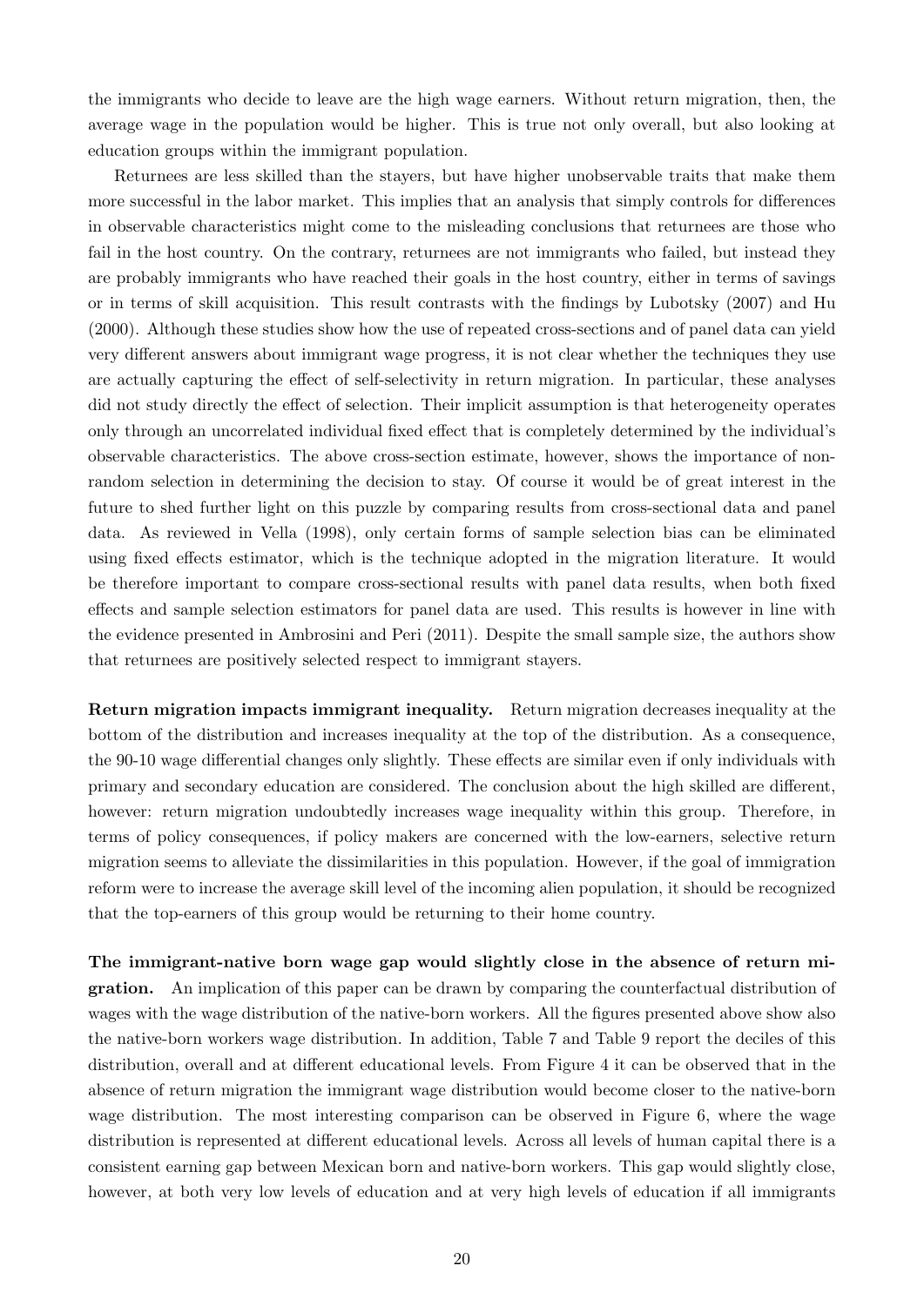the immigrants who decide to leave are the high wage earners. Without return migration, then, the average wage in the population would be higher. This is true not only overall, but also looking at education groups within the immigrant population.

Returnees are less skilled than the stayers, but have higher unobservable traits that make them more successful in the labor market. This implies that an analysis that simply controls for differences in observable characteristics might come to the misleading conclusions that returnees are those who fail in the host country. On the contrary, returnees are not immigrants who failed, but instead they are probably immigrants who have reached their goals in the host country, either in terms of savings or in terms of skill acquisition. This result contrasts with the findings by Lubotsky (2007) and Hu (2000). Although these studies show how the use of repeated cross-sections and of panel data can yield very different answers about immigrant wage progress, it is not clear whether the techniques they use are actually capturing the effect of self-selectivity in return migration. In particular, these analyses did not study directly the effect of selection. Their implicit assumption is that heterogeneity operates only through an uncorrelated individual fixed effect that is completely determined by the individual's observable characteristics. The above cross-section estimate, however, shows the importance of non-random selection in determining the decision to stay. Of course it would be of great interest in the future to shed further light on this puzzle by comparing results from cross-sectional data and panel data. As reviewed in Vella (1998), only certain forms of sample selection bias can be eliminated using fixed effects estimator, which is the technique adopted in the migration literature. It would be therefore important to compare cross-sectional results with panel data results, when both fixed effects and sample selection estimators for panel data are used. This results is however in line with the evidence presented in Ambrosini and Peri (2011). Despite the small sample size, the authors show that returnees are positively selected respect to immigrant stayers.

**Return migration impacts immigrant inequality.** Return migration decreases inequality at the bottom of the distribution and increases inequality at the top of the distribution. As a consequence, the 90-10 wage differential changes only slightly. These effects are similar even if only individuals with primary and secondary education are considered. The conclusion about the high skilled are different, however: return migration undoubtedly increases wage inequality within this group. Therefore, in terms of policy consequences, if policy makers are concerned with the low-earners, selective return migration seems to alleviate the dissimilarities in this population. However, if the goal of immigration reform were to increase the average skill level of the incoming alien population, it should be recognized that the top-earners of this group would be returning to their home country.

**The immigrant-native born wage gap would slightly close in the absence of return migration.** An implication of this paper can be drawn by comparing the counterfactual distribution of wages with the wage distribution of the native-born workers. All the figures presented above show also the native-born workers wage distribution. In addition, Table 7 and Table 9 report the deciles of this distribution, overall and at different educational levels. From Figure 4 it can be observed that in the absence of return migration the immigrant wage distribution would become closer to the native-born wage distribution. The most interesting comparison can be observed in Figure 6, where the wage distribution is represented at different educational levels. Across all levels of human capital there is a consistent earning gap between Mexican born and native-born workers. This gap would slightly close, however, at both very low levels of education and at very high levels of education if all immigrants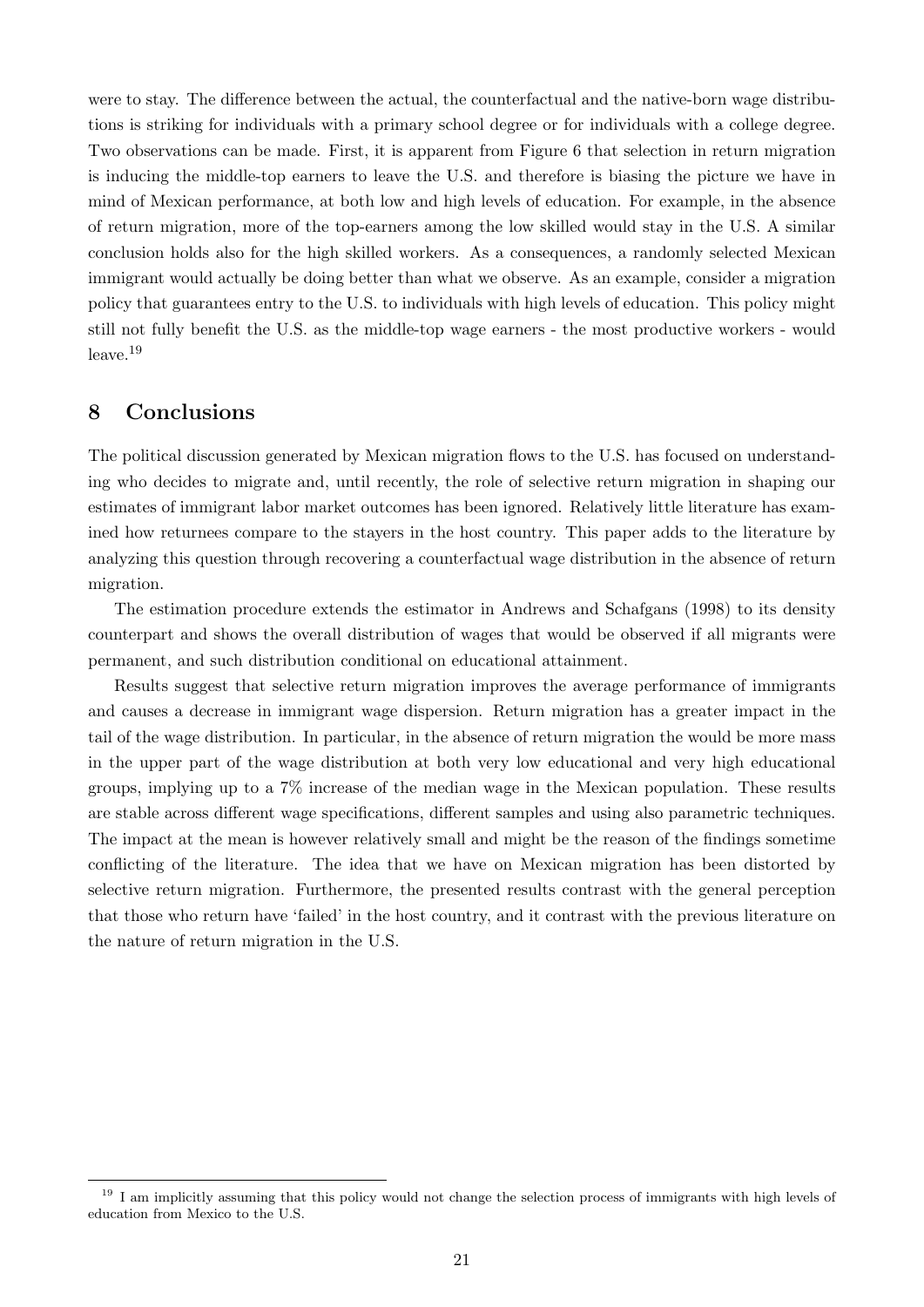were to stay. The difference between the actual, the counterfactual and the native-born wage distributions is striking for individuals with a primary school degree or for individuals with a college degree. Two observations can be made. First, it is apparent from Figure 6 that selection in return migration is inducing the middle-top earners to leave the U.S. and therefore is biasing the picture we have in mind of Mexican performance, at both low and high levels of education. For example, in the absence of return migration, more of the top-earners among the low skilled would stay in the U.S. A similar conclusion holds also for the high skilled workers. As a consequences, a randomly selected Mexican immigrant would actually be doing better than what we observe. As an example, consider a migration policy that guarantees entry to the U.S. to individuals with high levels of education. This policy might still not fully benefit the U.S. as the middle-top wage earners - the most productive workers - would leave.[19]

## 8 Conclusions

The political discussion generated by Mexican migration flows to the U.S. has focused on understanding who decides to migrate and, until recently, the role of selective return migration in shaping our estimates of immigrant labor market outcomes has been ignored. Relatively little literature has examined how returnees compare to the stayers in the host country. This paper adds to the literature by analyzing this question through recovering a counterfactual wage distribution in the absence of return migration.

The estimation procedure extends the estimator in Andrews and Schafgans (1998) to its density counterpart and shows the overall distribution of wages that would be observed if all migrants were permanent, and such distribution conditional on educational attainment.

Results suggest that selective return migration improves the average performance of immigrants and causes a decrease in immigrant wage dispersion. Return migration has a greater impact in the tail of the wage distribution. In particular, in the absence of return migration the would be more mass in the upper part of the wage distribution at both very low educational and very high educational groups, implying up to a 7% increase of the median wage in the Mexican population. These results are stable across different wage specifications, different samples and using also parametric techniques. The impact at the mean is however relatively small and might be the reason of the findings sometime conflicting of the literature. The idea that we have on Mexican migration has been distorted by selective return migration. Furthermore, the presented results contrast with the general perception that those who return have 'failed' in the host country, and it contrast with the previous literature on the nature of return migration in the U.S.

[19] I am implicitly assuming that this policy would not change the selection process of immigrants with high levels of education from Mexico to the U.S.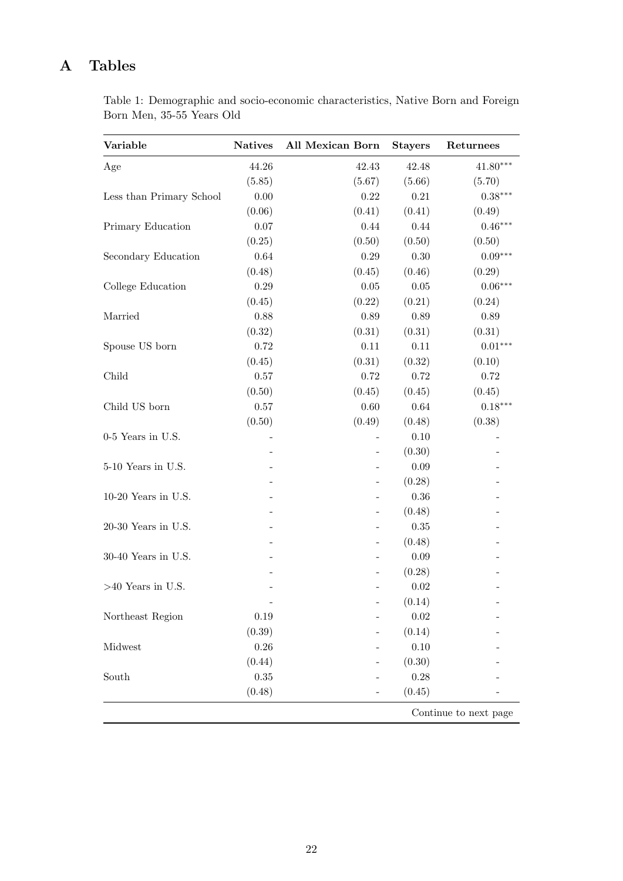# A Tables

Table 1: Demographic and socio-economic characteristics, Native Born and Foreign Born Men, 35-55 Years Old

| Variable | Natives | All Mexican Born | Stayers | Returnees |
|---|---|---|---|---|
| Age | 44.26 | 42.43 | 42.48 | 41.80*** |
| | (5.85) | (5.67) | (5.66) | (5.70) |
| Less than Primary School | 0.00 | 0.22 | 0.21 | 0.38*** |
| | (0.06) | (0.41) | (0.41) | (0.49) |
| Primary Education | 0.07 | 0.44 | 0.44 | 0.46*** |
| | (0.25) | (0.50) | (0.50) | (0.50) |
| Secondary Education | 0.64 | 0.29 | 0.30 | 0.09*** |
| | (0.48) | (0.45) | (0.46) | (0.29) |
| College Education | 0.29 | 0.05 | 0.05 | 0.06*** |
| | (0.45) | (0.22) | (0.21) | (0.24) |
| Married | 0.88 | 0.89 | 0.89 | 0.89 |
| | (0.32) | (0.31) | (0.31) | (0.31) |
| Spouse US born | 0.72 | 0.11 | 0.11 | 0.01*** |
| | (0.45) | (0.31) | (0.32) | (0.10) |
| Child | 0.57 | 0.72 | 0.72 | 0.72 |
| | (0.50) | (0.45) | (0.45) | (0.45) |
| Child US born | 0.57 | 0.60 | 0.64 | 0.18*** |
| | (0.50) | (0.49) | (0.48) | (0.38) |
| 0-5 Years in U.S. | - | - | 0.10 | - |
| | - | - | (0.30) | - |
| 5-10 Years in U.S. | - | - | 0.09 | - |
| | - | - | (0.28) | - |
| 10-20 Years in U.S. | - | - | 0.36 | - |
| | - | - | (0.48) | - |
| 20-30 Years in U.S. | - | - | 0.35 | - |
| | - | - | (0.48) | - |
| 30-40 Years in U.S. | - | - | 0.09 | - |
| | - | - | (0.28) | - |
| >40 Years in U.S. | - | - | 0.02 | - |
| | - | - | (0.14) | - |
| Northeast Region | 0.19 | - | 0.02 | - |
| | (0.39) | - | (0.14) | - |
| Midwest | 0.26 | - | 0.10 | - |
| | (0.44) | - | (0.30) | - |
| South | 0.35 | - | 0.28 | - |
| | (0.48) | - | (0.45) | - |

Continue to next page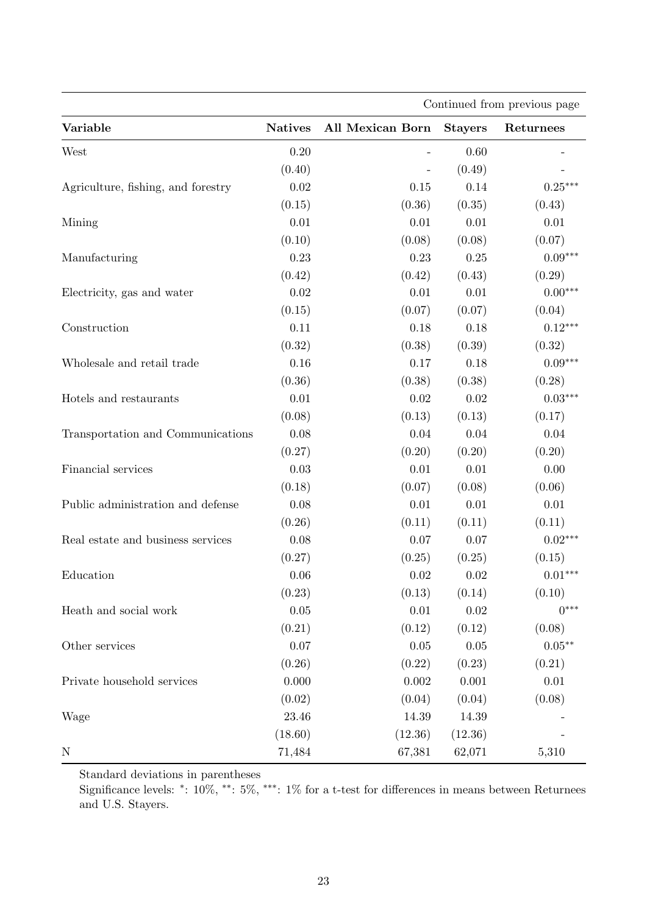| | | | | Continued from previous page |
|---|---|---|---|---|
| **Variable** | **Natives** | **All Mexican Born** | **Stayers** | **Returnees** |
| West | 0.20 | - | 0.60 | - |
| | (0.40) | - | (0.49) | - |
| Agriculture, fishing, and forestry | 0.02 | 0.15 | 0.14 | 0.25*** |
| | (0.15) | (0.36) | (0.35) | (0.43) |
| Mining | 0.01 | 0.01 | 0.01 | 0.01 |
| | (0.10) | (0.08) | (0.08) | (0.07) |
| Manufacturing | 0.23 | 0.23 | 0.25 | 0.09*** |
| | (0.42) | (0.42) | (0.43) | (0.29) |
| Electricity, gas and water | 0.02 | 0.01 | 0.01 | 0.00*** |
| | (0.15) | (0.07) | (0.07) | (0.04) |
| Construction | 0.11 | 0.18 | 0.18 | 0.12*** |
| | (0.32) | (0.38) | (0.39) | (0.32) |
| Wholesale and retail trade | 0.16 | 0.17 | 0.18 | 0.09*** |
| | (0.36) | (0.38) | (0.38) | (0.28) |
| Hotels and restaurants | 0.01 | 0.02 | 0.02 | 0.03*** |
| | (0.08) | (0.13) | (0.13) | (0.17) |
| Transportation and Communications | 0.08 | 0.04 | 0.04 | 0.04 |
| | (0.27) | (0.20) | (0.20) | (0.20) |
| Financial services | 0.03 | 0.01 | 0.01 | 0.00 |
| | (0.18) | (0.07) | (0.08) | (0.06) |
| Public administration and defense | 0.08 | 0.01 | 0.01 | 0.01 |
| | (0.26) | (0.11) | (0.11) | (0.11) |
| Real estate and business services | 0.08 | 0.07 | 0.07 | 0.02*** |
| | (0.27) | (0.25) | (0.25) | (0.15) |
| Education | 0.06 | 0.02 | 0.02 | 0.01*** |
| | (0.23) | (0.13) | (0.14) | (0.10) |
| Heath and social work | 0.05 | 0.01 | 0.02 | 0*** |
| | (0.21) | (0.12) | (0.12) | (0.08) |
| Other services | 0.07 | 0.05 | 0.05 | 0.05** |
| | (0.26) | (0.22) | (0.23) | (0.21) |
| Private household services | 0.000 | 0.002 | 0.001 | 0.01 |
| | (0.02) | (0.04) | (0.04) | (0.08) |
| Wage | 23.46 | 14.39 | 14.39 | - |
| | (18.60) | (12.36) | (12.36) | - |
| N | 71,484 | 67,381 | 62,071 | 5,310 |

Standard deviations in parentheses

Significance levels: *: 10%, **: 5%, ***: 1% for a t-test for differences in means between Returnees and U.S. Stayers.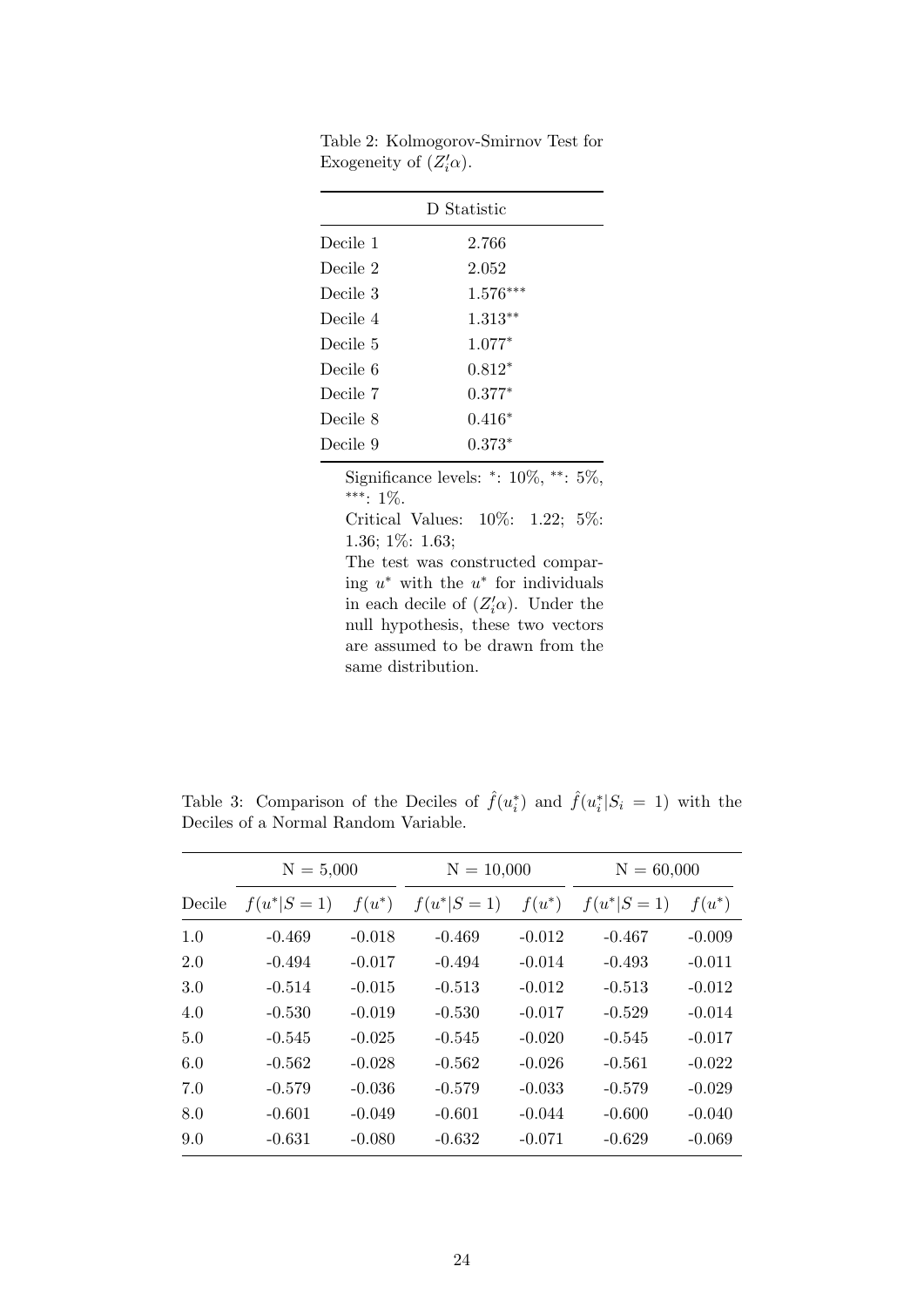Table 2: Kolmogorov-Smirnov Test for Exogeneity of $(Z_i'\alpha)$.

| | D Statistic |
|---|---|
| Decile 1 | 2.766 |
| Decile 2 | 2.052 |
| Decile 3 | $1.576^{***}$ |
| Decile 4 | $1.313^{**}$ |
| Decile 5 | $1.077^{*}$ |
| Decile 6 | $0.812^{*}$ |
| Decile 7 | $0.377^{*}$ |
| Decile 8 | $0.416^{*}$ |
| Decile 9 | $0.373^{*}$ |

Significance levels: $^{*}$: 10%, $^{**}$: 5%, $^{***}$: 1%.

Critical Values: 10%: 1.22; 5%: 1.36; 1%: 1.63;

The test was constructed comparing $u^*$ with the $u^*$ for individuals in each decile of $(Z_i'\alpha)$. Under the null hypothesis, these two vectors are assumed to be drawn from the same distribution.

Table 3: Comparison of the Deciles of $\hat{f}(u_i^*)$ and $\hat{f}(u_i^*|S_i = 1)$ with the Deciles of a Normal Random Variable.

| | N = 5,000 | | N = 10,000 | | N = 60,000 | |
|---|---|---|---|---|---|---|
| Decile | $f(u^*\|S=1)$ | $f(u^*)$ | $f(u^*\|S=1)$ | $f(u^*)$ | $f(u^*\|S=1)$ | $f(u^*)$ |
| 1.0 | -0.469 | -0.018 | -0.469 | -0.012 | -0.467 | -0.009 |
| 2.0 | -0.494 | -0.017 | -0.494 | -0.014 | -0.493 | -0.011 |
| 3.0 | -0.514 | -0.015 | -0.513 | -0.012 | -0.513 | -0.012 |
| 4.0 | -0.530 | -0.019 | -0.530 | -0.017 | -0.529 | -0.014 |
| 5.0 | -0.545 | -0.025 | -0.545 | -0.020 | -0.545 | -0.017 |
| 6.0 | -0.562 | -0.028 | -0.562 | -0.026 | -0.561 | -0.022 |
| 7.0 | -0.579 | -0.036 | -0.579 | -0.033 | -0.579 | -0.029 |
| 8.0 | -0.601 | -0.049 | -0.601 | -0.044 | -0.600 | -0.040 |
| 9.0 | -0.631 | -0.080 | -0.632 | -0.071 | -0.629 | -0.069 |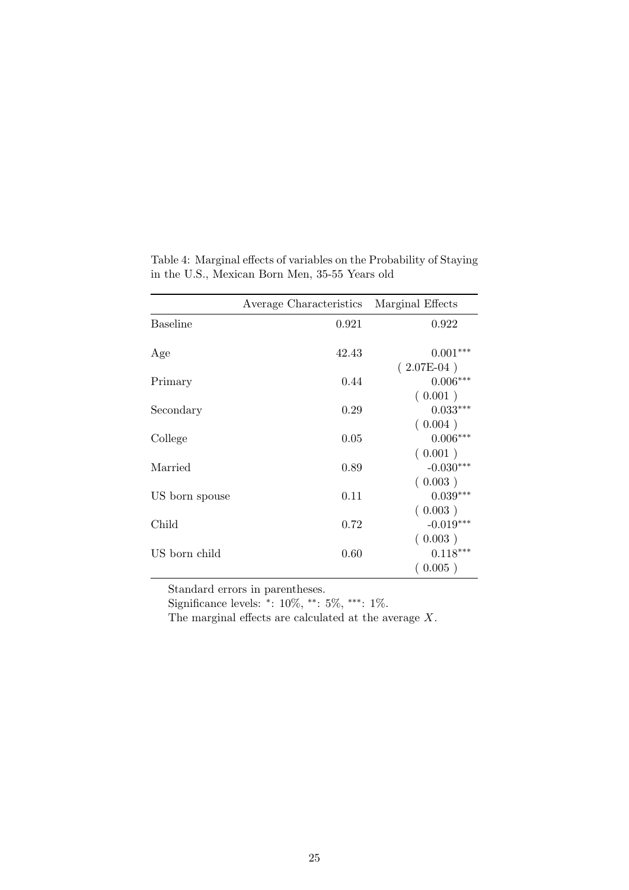Table 4: Marginal effects of variables on the Probability of Staying in the U.S., Mexican Born Men, 35-55 Years old

| | Average Characteristics | Marginal Effects |
|---|---|---|
| Baseline | 0.921 | 0.922 |
| Age | 42.43 | 0.001*** |
| | | ( 2.07E-04 ) |
| Primary | 0.44 | 0.006*** |
| | | ( 0.001 ) |
| Secondary | 0.29 | 0.033*** |
| | | ( 0.004 ) |
| College | 0.05 | 0.006*** |
| | | ( 0.001 ) |
| Married | 0.89 | -0.030*** |
| | | ( 0.003 ) |
| US born spouse | 0.11 | 0.039*** |
| | | ( 0.003 ) |
| Child | 0.72 | -0.019*** |
| | | ( 0.003 ) |
| US born child | 0.60 | 0.118*** |
| | | ( 0.005 ) |

Standard errors in parentheses.

Significance levels: *: 10%, **: 5%, ***: 1%.

The marginal effects are calculated at the average $X$.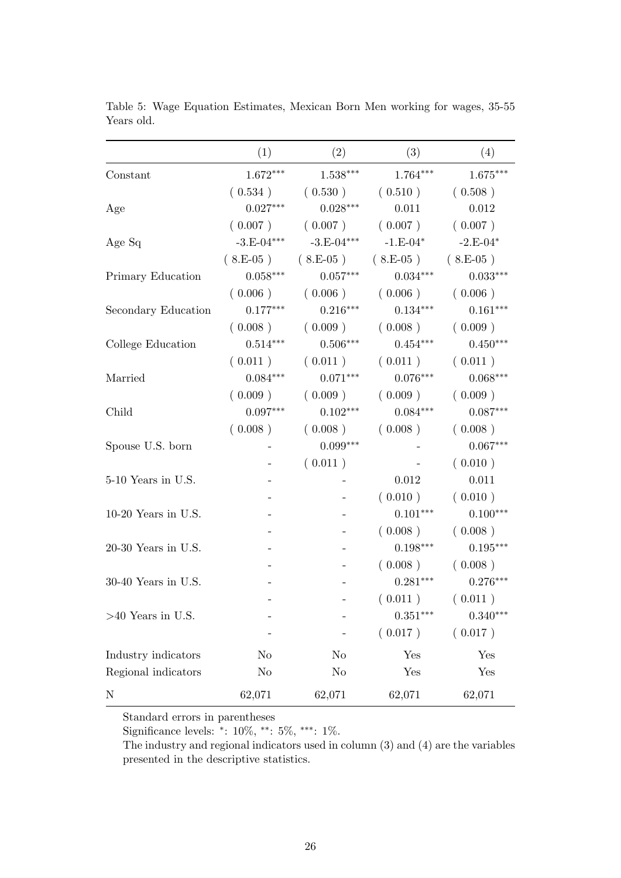Table 5: Wage Equation Estimates, Mexican Born Men working for wages, 35-55 Years old.

| | (1) | (2) | (3) | (4) |
|---|---|---|---|---|
| Constant | 1.672*** | 1.538*** | 1.764*** | 1.675*** |
| | ( 0.534 ) | ( 0.530 ) | ( 0.510 ) | ( 0.508 ) |
| Age | 0.027*** | 0.028*** | 0.011 | 0.012 |
| | ( 0.007 ) | ( 0.007 ) | ( 0.007 ) | ( 0.007 ) |
| Age Sq | -3.E-04*** | -3.E-04*** | -1.E-04* | -2.E-04* |
| | ( 8.E-05 ) | ( 8.E-05 ) | ( 8.E-05 ) | ( 8.E-05 ) |
| Primary Education | 0.058*** | 0.057*** | 0.034*** | 0.033*** |
| | ( 0.006 ) | ( 0.006 ) | ( 0.006 ) | ( 0.006 ) |
| Secondary Education | 0.177*** | 0.216*** | 0.134*** | 0.161*** |
| | ( 0.008 ) | ( 0.009 ) | ( 0.008 ) | ( 0.009 ) |
| College Education | 0.514*** | 0.506*** | 0.454*** | 0.450*** |
| | ( 0.011 ) | ( 0.011 ) | ( 0.011 ) | ( 0.011 ) |
| Married | 0.084*** | 0.071*** | 0.076*** | 0.068*** |
| | ( 0.009 ) | ( 0.009 ) | ( 0.009 ) | ( 0.009 ) |
| Child | 0.097*** | 0.102*** | 0.084*** | 0.087*** |
| | ( 0.008 ) | ( 0.008 ) | ( 0.008 ) | ( 0.008 ) |
| Spouse U.S. born | - | 0.099*** | - | 0.067*** |
| | - | ( 0.011 ) | - | ( 0.010 ) |
| 5-10 Years in U.S. | - | - | 0.012 | 0.011 |
| | - | - | ( 0.010 ) | ( 0.010 ) |
| 10-20 Years in U.S. | - | - | 0.101*** | 0.100*** |
| | - | - | ( 0.008 ) | ( 0.008 ) |
| 20-30 Years in U.S. | - | - | 0.198*** | 0.195*** |
| | - | - | ( 0.008 ) | ( 0.008 ) |
| 30-40 Years in U.S. | - | - | 0.281*** | 0.276*** |
| | - | - | ( 0.011 ) | ( 0.011 ) |
| >40 Years in U.S. | - | - | 0.351*** | 0.340*** |
| | - | - | ( 0.017 ) | ( 0.017 ) |
| Industry indicators | No | No | Yes | Yes |
| Regional indicators | No | No | Yes | Yes |
| N | 62,071 | 62,071 | 62,071 | 62,071 |

Standard errors in parentheses

Significance levels: *: 10%, **: 5%, ***: 1%.

The industry and regional indicators used in column (3) and (4) are the variables presented in the descriptive statistics.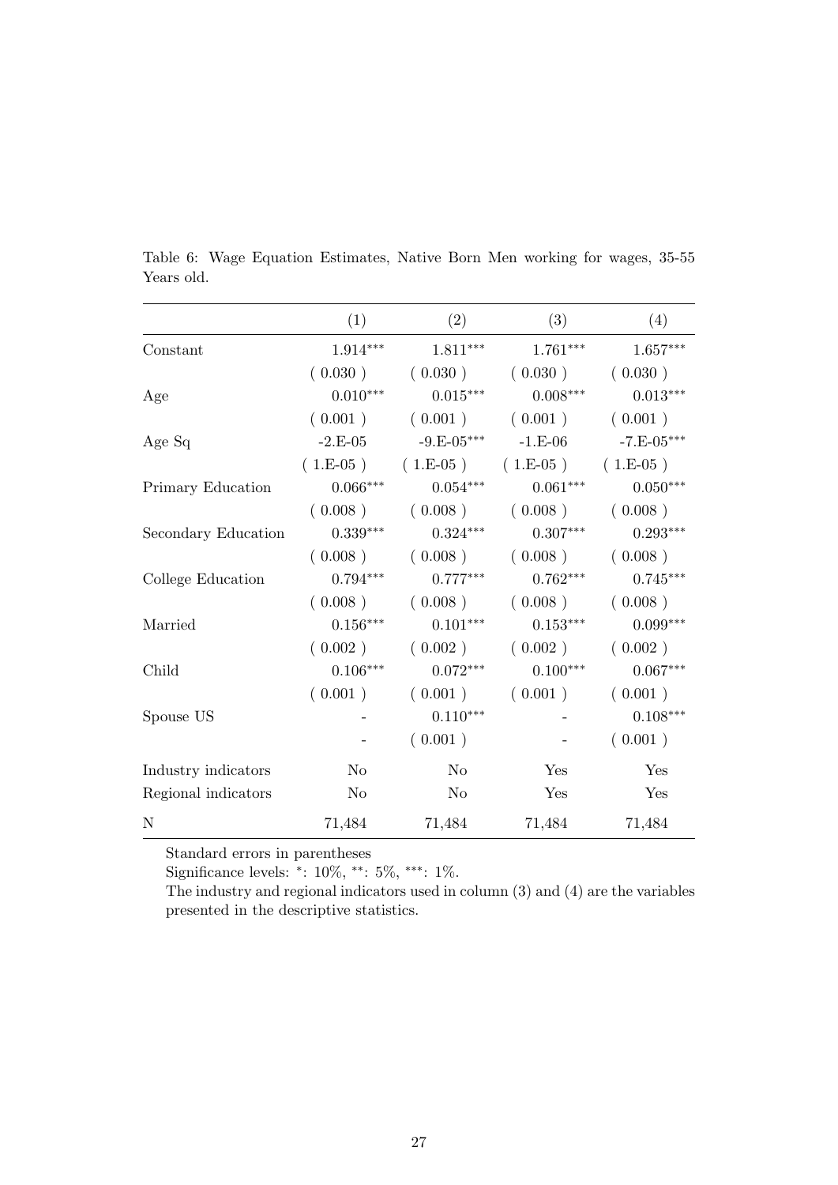Table 6: Wage Equation Estimates, Native Born Men working for wages, 35-55 Years old.

| | (1) | (2) | (3) | (4) |
|---|---|---|---|---|
| Constant | 1.914*** | 1.811*** | 1.761*** | 1.657*** |
| | ( 0.030 ) | ( 0.030 ) | ( 0.030 ) | ( 0.030 ) |
| Age | 0.010*** | 0.015*** | 0.008*** | 0.013*** |
| | ( 0.001 ) | ( 0.001 ) | ( 0.001 ) | ( 0.001 ) |
| Age Sq | -2.E-05 | -9.E-05*** | -1.E-06 | -7.E-05*** |
| | ( 1.E-05 ) | ( 1.E-05 ) | ( 1.E-05 ) | ( 1.E-05 ) |
| Primary Education | 0.066*** | 0.054*** | 0.061*** | 0.050*** |
| | ( 0.008 ) | ( 0.008 ) | ( 0.008 ) | ( 0.008 ) |
| Secondary Education | 0.339*** | 0.324*** | 0.307*** | 0.293*** |
| | ( 0.008 ) | ( 0.008 ) | ( 0.008 ) | ( 0.008 ) |
| College Education | 0.794*** | 0.777*** | 0.762*** | 0.745*** |
| | ( 0.008 ) | ( 0.008 ) | ( 0.008 ) | ( 0.008 ) |
| Married | 0.156*** | 0.101*** | 0.153*** | 0.099*** |
| | ( 0.002 ) | ( 0.002 ) | ( 0.002 ) | ( 0.002 ) |
| Child | 0.106*** | 0.072*** | 0.100*** | 0.067*** |
| | ( 0.001 ) | ( 0.001 ) | ( 0.001 ) | ( 0.001 ) |
| Spouse US | - | 0.110*** | - | 0.108*** |
| | - | ( 0.001 ) | - | ( 0.001 ) |
| Industry indicators | No | No | Yes | Yes |
| Regional indicators | No | No | Yes | Yes |
| N | 71,484 | 71,484 | 71,484 | 71,484 |

Standard errors in parentheses

Significance levels: *: 10%, **: 5%, ***: 1%.

The industry and regional indicators used in column (3) and (4) are the variables presented in the descriptive statistics.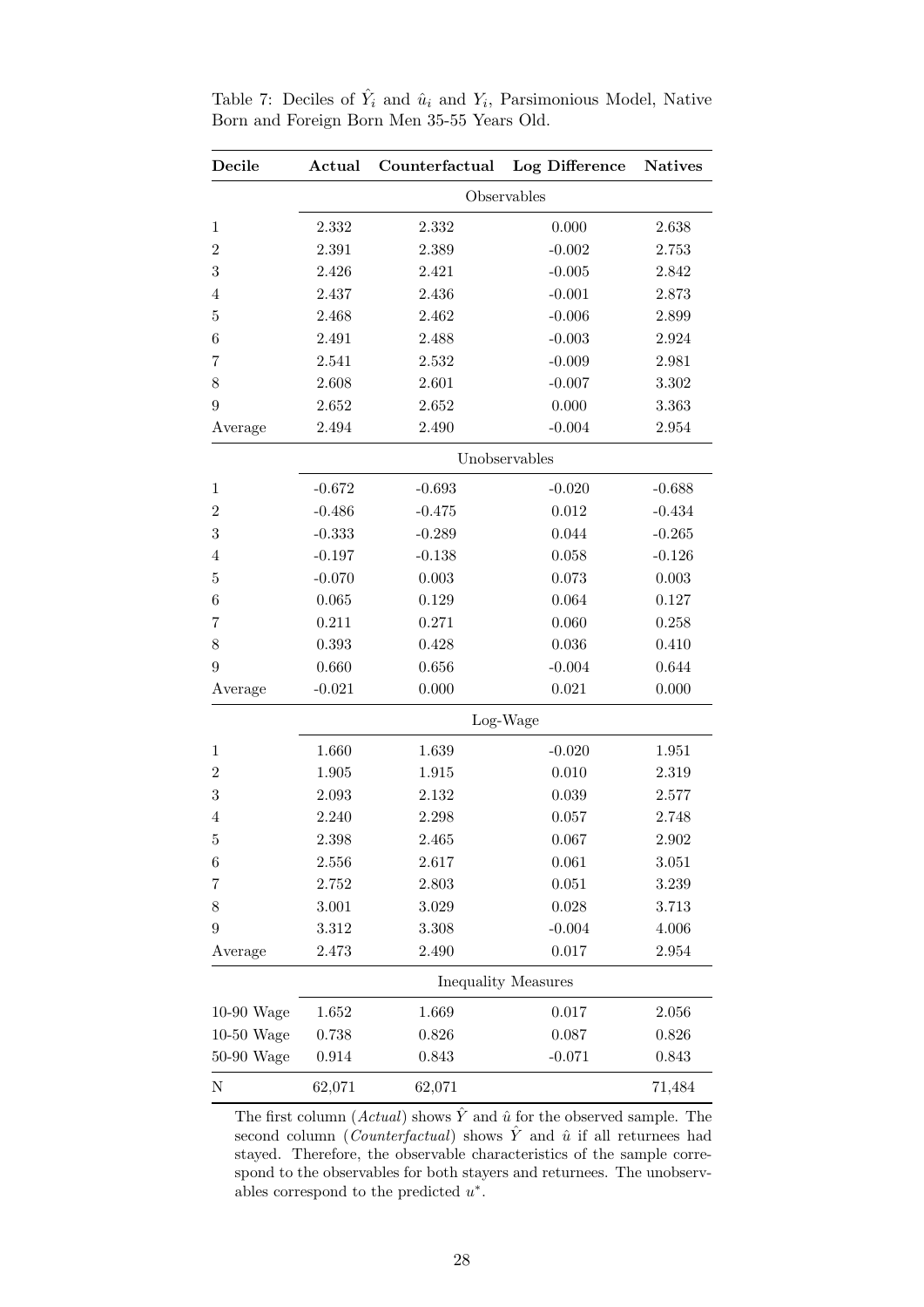Table 7: Deciles of $\hat{Y}_i$ and $\hat{u}_i$ and $Y_i$, Parsimonious Model, Native Born and Foreign Born Men 35-55 Years Old.

| **Decile** | **Actual** | **Counterfactual** | **Log Difference** | **Natives** |
|---|---|---|---|---|
| | Observables | | | |
| 1 | 2.332 | 2.332 | 0.000 | 2.638 |
| 2 | 2.391 | 2.389 | -0.002 | 2.753 |
| 3 | 2.426 | 2.421 | -0.005 | 2.842 |
| 4 | 2.437 | 2.436 | -0.001 | 2.873 |
| 5 | 2.468 | 2.462 | -0.006 | 2.899 |
| 6 | 2.491 | 2.488 | -0.003 | 2.924 |
| 7 | 2.541 | 2.532 | -0.009 | 2.981 |
| 8 | 2.608 | 2.601 | -0.007 | 3.302 |
| 9 | 2.652 | 2.652 | 0.000 | 3.363 |
| Average | 2.494 | 2.490 | -0.004 | 2.954 |
| | Unobservables | | | |
| 1 | -0.672 | -0.693 | -0.020 | -0.688 |
| 2 | -0.486 | -0.475 | 0.012 | -0.434 |
| 3 | -0.333 | -0.289 | 0.044 | -0.265 |
| 4 | -0.197 | -0.138 | 0.058 | -0.126 |
| 5 | -0.070 | 0.003 | 0.073 | 0.003 |
| 6 | 0.065 | 0.129 | 0.064 | 0.127 |
| 7 | 0.211 | 0.271 | 0.060 | 0.258 |
| 8 | 0.393 | 0.428 | 0.036 | 0.410 |
| 9 | 0.660 | 0.656 | -0.004 | 0.644 |
| Average | -0.021 | 0.000 | 0.021 | 0.000 |
| | Log-Wage | | | |
| 1 | 1.660 | 1.639 | -0.020 | 1.951 |
| 2 | 1.905 | 1.915 | 0.010 | 2.319 |
| 3 | 2.093 | 2.132 | 0.039 | 2.577 |
| 4 | 2.240 | 2.298 | 0.057 | 2.748 |
| 5 | 2.398 | 2.465 | 0.067 | 2.902 |
| 6 | 2.556 | 2.617 | 0.061 | 3.051 |
| 7 | 2.752 | 2.803 | 0.051 | 3.239 |
| 8 | 3.001 | 3.029 | 0.028 | 3.713 |
| 9 | 3.312 | 3.308 | -0.004 | 4.006 |
| Average | 2.473 | 2.490 | 0.017 | 2.954 |
| | Inequality Measures | | | |
| 10-90 Wage | 1.652 | 1.669 | 0.017 | 2.056 |
| 10-50 Wage | 0.738 | 0.826 | 0.087 | 0.826 |
| 50-90 Wage | 0.914 | 0.843 | -0.071 | 0.843 |
| N | 62,071 | 62,071 | | 71,484 |

The first column (*Actual*) shows $\hat{Y}$ and $\hat{u}$ for the observed sample. The second column (*Counterfactual*) shows $\hat{Y}$ and $\hat{u}$ if all returnees had stayed. Therefore, the observable characteristics of the sample correspond to the observables for both stayers and returnees. The unobservables correspond to the predicted $u^*$.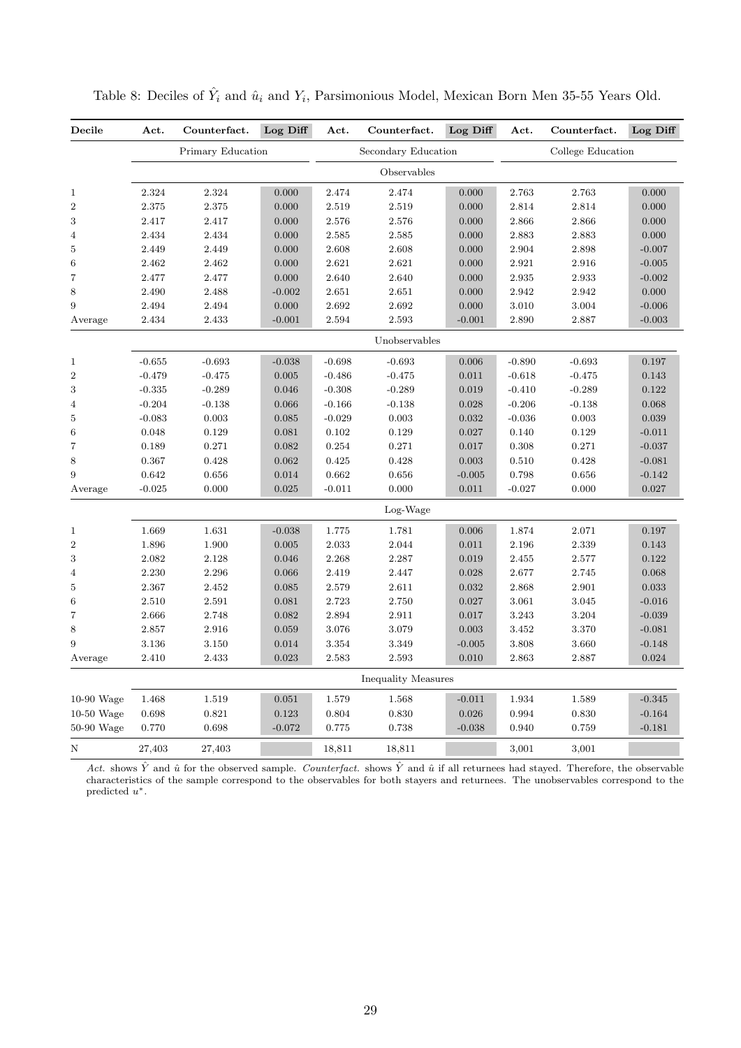Table 8: Deciles of $\hat{Y}_i$ and $\hat{u}_i$ and $Y_i$, Parsimonious Model, Mexican Born Men 35-55 Years Old.

| Decile | Act. | Counterfact. | Log Diff | Act. | Counterfact. | Log Diff | Act. | Counterfact. | Log Diff |
|---|---|---|---|---|---|---|---|---|---|
| | Primary Education | | | Secondary Education | | | College Education | | |
| | | | | | Observables | | | | |
| 1 | 2.324 | 2.324 | 0.000 | 2.474 | 2.474 | 0.000 | 2.763 | 2.763 | 0.000 |
| 2 | 2.375 | 2.375 | 0.000 | 2.519 | 2.519 | 0.000 | 2.814 | 2.814 | 0.000 |
| 3 | 2.417 | 2.417 | 0.000 | 2.576 | 2.576 | 0.000 | 2.866 | 2.866 | 0.000 |
| 4 | 2.434 | 2.434 | 0.000 | 2.585 | 2.585 | 0.000 | 2.883 | 2.883 | 0.000 |
| 5 | 2.449 | 2.449 | 0.000 | 2.608 | 2.608 | 0.000 | 2.904 | 2.898 | -0.007 |
| 6 | 2.462 | 2.462 | 0.000 | 2.621 | 2.621 | 0.000 | 2.921 | 2.916 | -0.005 |
| 7 | 2.477 | 2.477 | 0.000 | 2.640 | 2.640 | 0.000 | 2.935 | 2.933 | -0.002 |
| 8 | 2.490 | 2.488 | -0.002 | 2.651 | 2.651 | 0.000 | 2.942 | 2.942 | 0.000 |
| 9 | 2.494 | 2.494 | 0.000 | 2.692 | 2.692 | 0.000 | 3.010 | 3.004 | -0.006 |
| Average | 2.434 | 2.433 | -0.001 | 2.594 | 2.593 | -0.001 | 2.890 | 2.887 | -0.003 |
| | | | | | Unobservables | | | | |
| 1 | -0.655 | -0.693 | -0.038 | -0.698 | -0.693 | 0.006 | -0.890 | -0.693 | 0.197 |
| 2 | -0.479 | -0.475 | 0.005 | -0.486 | -0.475 | 0.011 | -0.618 | -0.475 | 0.143 |
| 3 | -0.335 | -0.289 | 0.046 | -0.308 | -0.289 | 0.019 | -0.410 | -0.289 | 0.122 |
| 4 | -0.204 | -0.138 | 0.066 | -0.166 | -0.138 | 0.028 | -0.206 | -0.138 | 0.068 |
| 5 | -0.083 | 0.003 | 0.085 | -0.029 | 0.003 | 0.032 | -0.036 | 0.003 | 0.039 |
| 6 | 0.048 | 0.129 | 0.081 | 0.102 | 0.129 | 0.027 | 0.140 | 0.129 | -0.011 |
| 7 | 0.189 | 0.271 | 0.082 | 0.254 | 0.271 | 0.017 | 0.308 | 0.271 | -0.037 |
| 8 | 0.367 | 0.428 | 0.062 | 0.425 | 0.428 | 0.003 | 0.510 | 0.428 | -0.081 |
| 9 | 0.642 | 0.656 | 0.014 | 0.662 | 0.656 | -0.005 | 0.798 | 0.656 | -0.142 |
| Average | -0.025 | 0.000 | 0.025 | -0.011 | 0.000 | 0.011 | -0.027 | 0.000 | 0.027 |
| | | | | | Log-Wage | | | | |
| 1 | 1.669 | 1.631 | -0.038 | 1.775 | 1.781 | 0.006 | 1.874 | 2.071 | 0.197 |
| 2 | 1.896 | 1.900 | 0.005 | 2.033 | 2.044 | 0.011 | 2.196 | 2.339 | 0.143 |
| 3 | 2.082 | 2.128 | 0.046 | 2.268 | 2.287 | 0.019 | 2.455 | 2.577 | 0.122 |
| 4 | 2.230 | 2.296 | 0.066 | 2.419 | 2.447 | 0.028 | 2.677 | 2.745 | 0.068 |
| 5 | 2.367 | 2.452 | 0.085 | 2.579 | 2.611 | 0.032 | 2.868 | 2.901 | 0.033 |
| 6 | 2.510 | 2.591 | 0.081 | 2.723 | 2.750 | 0.027 | 3.061 | 3.045 | -0.016 |
| 7 | 2.666 | 2.748 | 0.082 | 2.894 | 2.911 | 0.017 | 3.243 | 3.204 | -0.039 |
| 8 | 2.857 | 2.916 | 0.059 | 3.076 | 3.079 | 0.003 | 3.452 | 3.370 | -0.081 |
| 9 | 3.136 | 3.150 | 0.014 | 3.354 | 3.349 | -0.005 | 3.808 | 3.660 | -0.148 |
| Average | 2.410 | 2.433 | 0.023 | 2.583 | 2.593 | 0.010 | 2.863 | 2.887 | 0.024 |
| | | | | | Inequality Measures | | | | |
| 10-90 Wage | 1.468 | 1.519 | 0.051 | 1.579 | 1.568 | -0.011 | 1.934 | 1.589 | -0.345 |
| 10-50 Wage | 0.698 | 0.821 | 0.123 | 0.804 | 0.830 | 0.026 | 0.994 | 0.830 | -0.164 |
| 50-90 Wage | 0.770 | 0.698 | -0.072 | 0.775 | 0.738 | -0.038 | 0.940 | 0.759 | -0.181 |
| N | 27,403 | 27,403 | | 18,811 | 18,811 | | 3,001 | 3,001 | |

*Act.* shows $\hat{Y}$ and $\hat{u}$ for the observed sample. *Counterfact.* shows $\hat{Y}$ and $\hat{u}$ if all returnees had stayed. Therefore, the observable characteristics of the sample correspond to the observables for both stayers and returnees. The unobservables correspond to the predicted $u^*$.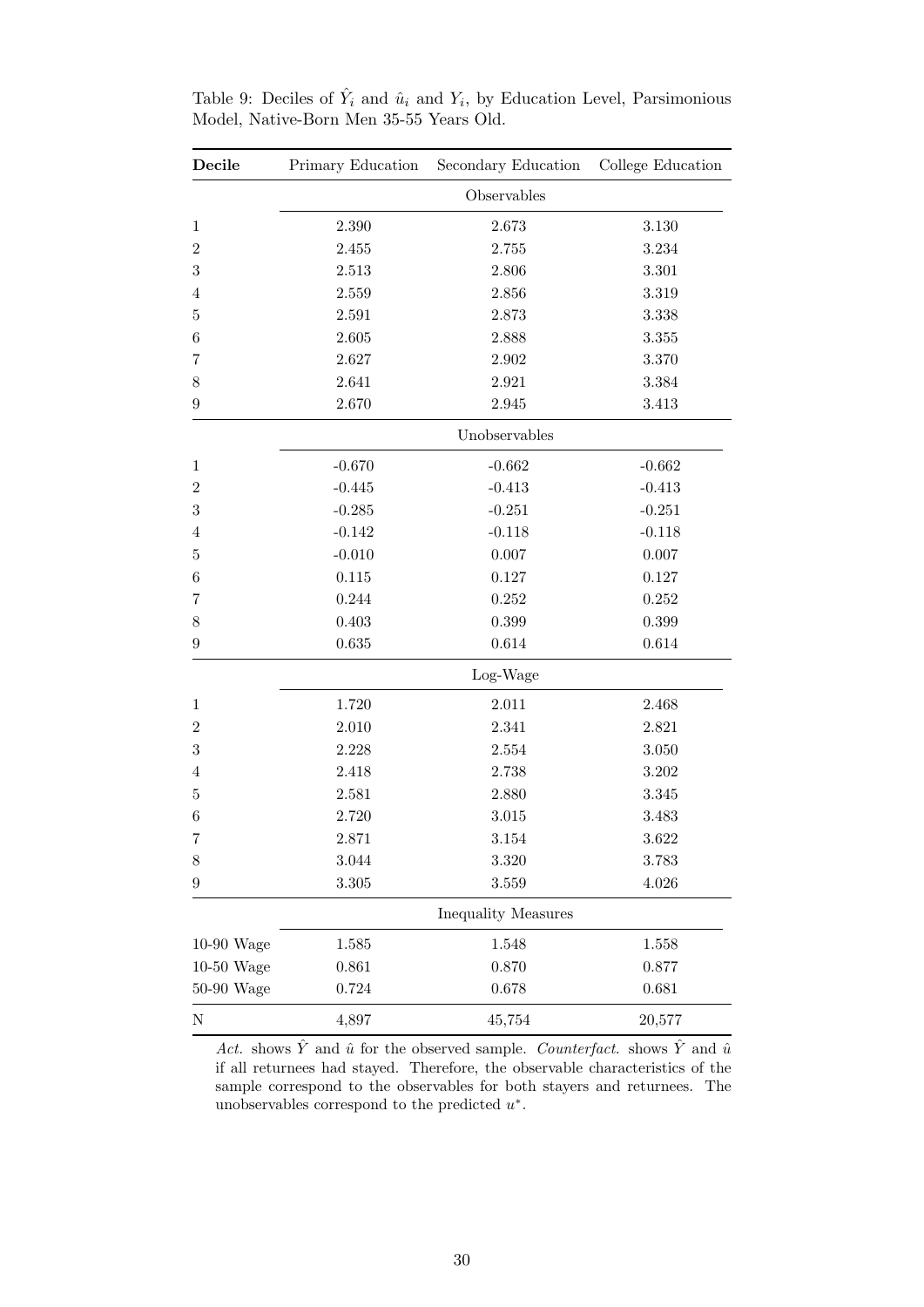Table 9: Deciles of $\hat{Y}_i$ and $\hat{u}_i$ and $Y_i$, by Education Level, Parsimonious Model, Native-Born Men 35-55 Years Old.

| **Decile** | Primary Education | Secondary Education | College Education |
|---|---|---|---|
| | | Observables | |
| 1 | 2.390 | 2.673 | 3.130 |
| 2 | 2.455 | 2.755 | 3.234 |
| 3 | 2.513 | 2.806 | 3.301 |
| 4 | 2.559 | 2.856 | 3.319 |
| 5 | 2.591 | 2.873 | 3.338 |
| 6 | 2.605 | 2.888 | 3.355 |
| 7 | 2.627 | 2.902 | 3.370 |
| 8 | 2.641 | 2.921 | 3.384 |
| 9 | 2.670 | 2.945 | 3.413 |
| | | Unobservables | |
| 1 | -0.670 | -0.662 | -0.662 |
| 2 | -0.445 | -0.413 | -0.413 |
| 3 | -0.285 | -0.251 | -0.251 |
| 4 | -0.142 | -0.118 | -0.118 |
| 5 | -0.010 | 0.007 | 0.007 |
| 6 | 0.115 | 0.127 | 0.127 |
| 7 | 0.244 | 0.252 | 0.252 |
| 8 | 0.403 | 0.399 | 0.399 |
| 9 | 0.635 | 0.614 | 0.614 |
| | | Log-Wage | |
| 1 | 1.720 | 2.011 | 2.468 |
| 2 | 2.010 | 2.341 | 2.821 |
| 3 | 2.228 | 2.554 | 3.050 |
| 4 | 2.418 | 2.738 | 3.202 |
| 5 | 2.581 | 2.880 | 3.345 |
| 6 | 2.720 | 3.015 | 3.483 |
| 7 | 2.871 | 3.154 | 3.622 |
| 8 | 3.044 | 3.320 | 3.783 |
| 9 | 3.305 | 3.559 | 4.026 |
| | | Inequality Measures | |
| 10-90 Wage | 1.585 | 1.548 | 1.558 |
| 10-50 Wage | 0.861 | 0.870 | 0.877 |
| 50-90 Wage | 0.724 | 0.678 | 0.681 |
| N | 4,897 | 45,754 | 20,577 |

*Act.* shows $\hat{Y}$ and $\hat{u}$ for the observed sample. *Counterfact.* shows $\hat{Y}$ and $\hat{u}$ if all returnees had stayed. Therefore, the observable characteristics of the sample correspond to the observables for both stayers and returnees. The unobservables correspond to the predicted $u^*$.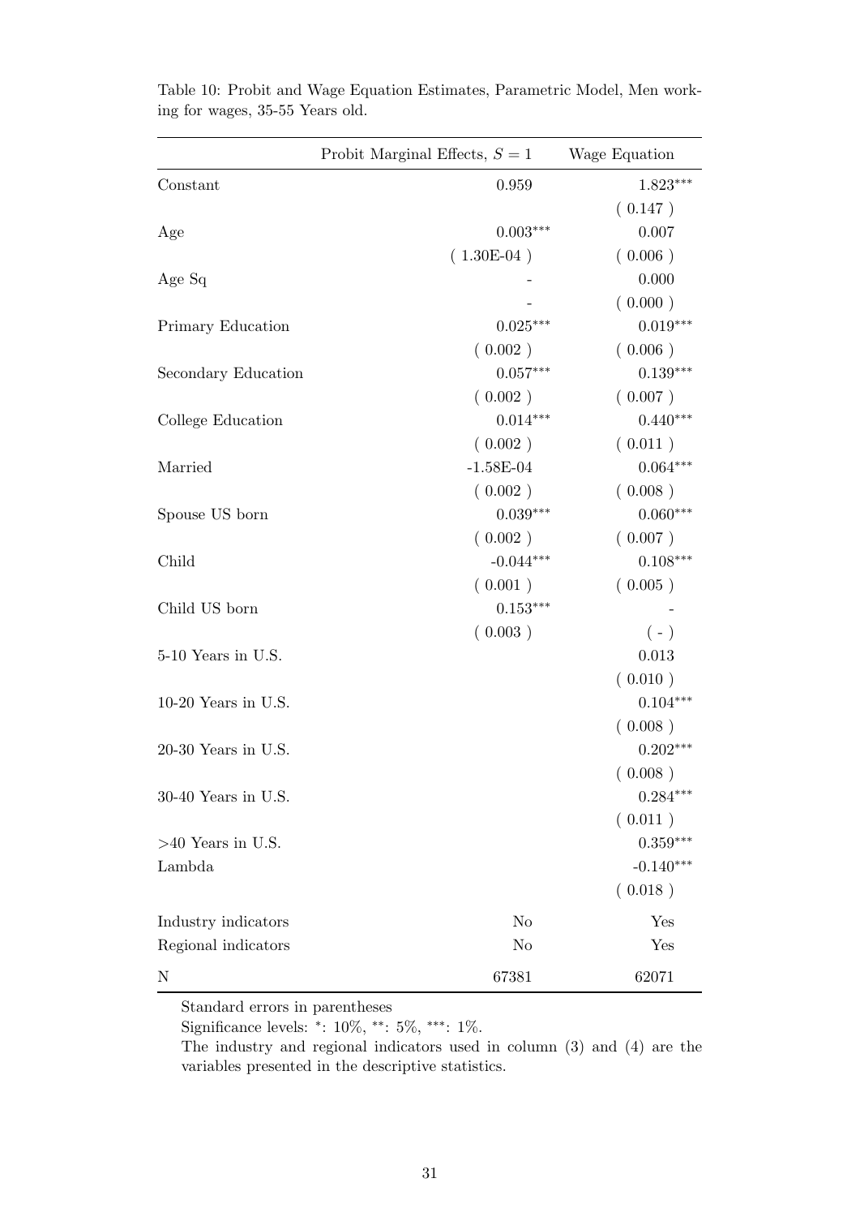Table 10: Probit and Wage Equation Estimates, Parametric Model, Men working for wages, 35-55 Years old.

| | Probit Marginal Effects, $S = 1$ | Wage Equation |
|---|---|---|
| Constant | 0.959 | 1.823*** |
| | | ( 0.147 ) |
| Age | 0.003*** | 0.007 |
| | ( 1.30E-04 ) | ( 0.006 ) |
| Age Sq | - | 0.000 |
| | - | ( 0.000 ) |
| Primary Education | 0.025*** | 0.019*** |
| | ( 0.002 ) | ( 0.006 ) |
| Secondary Education | 0.057*** | 0.139*** |
| | ( 0.002 ) | ( 0.007 ) |
| College Education | 0.014*** | 0.440*** |
| | ( 0.002 ) | ( 0.011 ) |
| Married | -1.58E-04 | 0.064*** |
| | ( 0.002 ) | ( 0.008 ) |
| Spouse US born | 0.039*** | 0.060*** |
| | ( 0.002 ) | ( 0.007 ) |
| Child | -0.044*** | 0.108*** |
| | ( 0.001 ) | ( 0.005 ) |
| Child US born | 0.153*** | - |
| | ( 0.003 ) | ( - ) |
| 5-10 Years in U.S. | | 0.013 |
| | | ( 0.010 ) |
| 10-20 Years in U.S. | | 0.104*** |
| | | ( 0.008 ) |
| 20-30 Years in U.S. | | 0.202*** |
| | | ( 0.008 ) |
| 30-40 Years in U.S. | | 0.284*** |
| | | ( 0.011 ) |
| >40 Years in U.S. | | 0.359*** |
| Lambda | | -0.140*** |
| | | ( 0.018 ) |
| Industry indicators | No | Yes |
| Regional indicators | No | Yes |
| N | 67381 | 62071 |

Standard errors in parentheses

Significance levels: *: 10%, **: 5%, ***: 1%.

The industry and regional indicators used in column (3) and (4) are the variables presented in the descriptive statistics.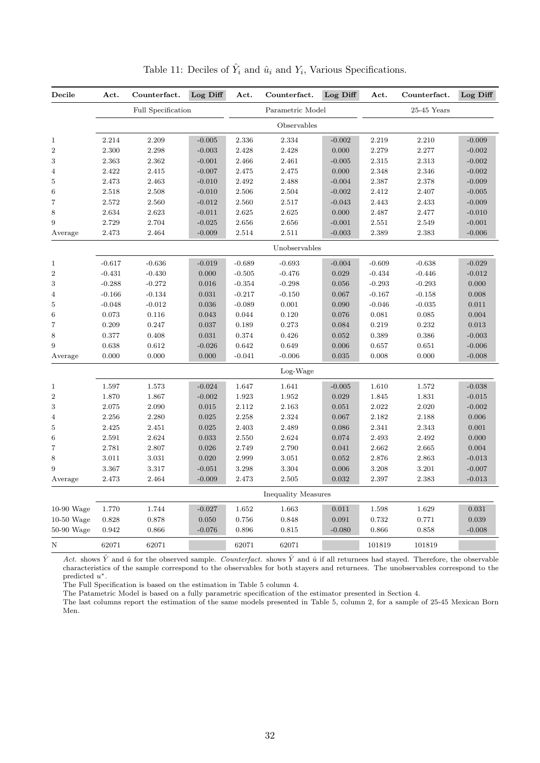Table 11: Deciles of $\hat{Y}_i$ and $\hat{u}_i$ and $Y_i$, Various Specifications.

| Decile | Act. | Counterfact. | Log Diff | Act. | Counterfact. | Log Diff | Act. | Counterfact. | Log Diff |
|---|---|---|---|---|---|---|---|---|---|
| | Full Specification | | | Parametric Model | | | 25-45 Years | | |
| | Observables | | | | | | | | |
| 1 | 2.214 | 2.209 | -0.005 | 2.336 | 2.334 | -0.002 | 2.219 | 2.210 | -0.009 |
| 2 | 2.300 | 2.298 | -0.003 | 2.428 | 2.428 | 0.000 | 2.279 | 2.277 | -0.002 |
| 3 | 2.363 | 2.362 | -0.001 | 2.466 | 2.461 | -0.005 | 2.315 | 2.313 | -0.002 |
| 4 | 2.422 | 2.415 | -0.007 | 2.475 | 2.475 | 0.000 | 2.348 | 2.346 | -0.002 |
| 5 | 2.473 | 2.463 | -0.010 | 2.492 | 2.488 | -0.004 | 2.387 | 2.378 | -0.009 |
| 6 | 2.518 | 2.508 | -0.010 | 2.506 | 2.504 | -0.002 | 2.412 | 2.407 | -0.005 |
| 7 | 2.572 | 2.560 | -0.012 | 2.560 | 2.517 | -0.043 | 2.443 | 2.433 | -0.009 |
| 8 | 2.634 | 2.623 | -0.011 | 2.625 | 2.625 | 0.000 | 2.487 | 2.477 | -0.010 |
| 9 | 2.729 | 2.704 | -0.025 | 2.656 | 2.656 | -0.001 | 2.551 | 2.549 | -0.001 |
| Average | 2.473 | 2.464 | -0.009 | 2.514 | 2.511 | -0.003 | 2.389 | 2.383 | -0.006 |
| | Unobservables | | | | | | | | |
| 1 | -0.617 | -0.636 | -0.019 | -0.689 | -0.693 | -0.004 | -0.609 | -0.638 | -0.029 |
| 2 | -0.431 | -0.430 | 0.000 | -0.505 | -0.476 | 0.029 | -0.434 | -0.446 | -0.012 |
| 3 | -0.288 | -0.272 | 0.016 | -0.354 | -0.298 | 0.056 | -0.293 | -0.293 | 0.000 |
| 4 | -0.166 | -0.134 | 0.031 | -0.217 | -0.150 | 0.067 | -0.167 | -0.158 | 0.008 |
| 5 | -0.048 | -0.012 | 0.036 | -0.089 | 0.001 | 0.090 | -0.046 | -0.035 | 0.011 |
| 6 | 0.073 | 0.116 | 0.043 | 0.044 | 0.120 | 0.076 | 0.081 | 0.085 | 0.004 |
| 7 | 0.209 | 0.247 | 0.037 | 0.189 | 0.273 | 0.084 | 0.219 | 0.232 | 0.013 |
| 8 | 0.377 | 0.408 | 0.031 | 0.374 | 0.426 | 0.052 | 0.389 | 0.386 | -0.003 |
| 9 | 0.638 | 0.612 | -0.026 | 0.642 | 0.649 | 0.006 | 0.657 | 0.651 | -0.006 |
| Average | 0.000 | 0.000 | 0.000 | -0.041 | -0.006 | 0.035 | 0.008 | 0.000 | -0.008 |
| | Log-Wage | | | | | | | | |
| 1 | 1.597 | 1.573 | -0.024 | 1.647 | 1.641 | -0.005 | 1.610 | 1.572 | -0.038 |
| 2 | 1.870 | 1.867 | -0.002 | 1.923 | 1.952 | 0.029 | 1.845 | 1.831 | -0.015 |
| 3 | 2.075 | 2.090 | 0.015 | 2.112 | 2.163 | 0.051 | 2.022 | 2.020 | -0.002 |
| 4 | 2.256 | 2.280 | 0.025 | 2.258 | 2.324 | 0.067 | 2.182 | 2.188 | 0.006 |
| 5 | 2.425 | 2.451 | 0.025 | 2.403 | 2.489 | 0.086 | 2.341 | 2.343 | 0.001 |
| 6 | 2.591 | 2.624 | 0.033 | 2.550 | 2.624 | 0.074 | 2.493 | 2.492 | 0.000 |
| 7 | 2.781 | 2.807 | 0.026 | 2.749 | 2.790 | 0.041 | 2.662 | 2.665 | 0.004 |
| 8 | 3.011 | 3.031 | 0.020 | 2.999 | 3.051 | 0.052 | 2.876 | 2.863 | -0.013 |
| 9 | 3.367 | 3.317 | -0.051 | 3.298 | 3.304 | 0.006 | 3.208 | 3.201 | -0.007 |
| Average | 2.473 | 2.464 | -0.009 | 2.473 | 2.505 | 0.032 | 2.397 | 2.383 | -0.013 |
| | Inequality Measures | | | | | | | | |
| 10-90 Wage | 1.770 | 1.744 | -0.027 | 1.652 | 1.663 | 0.011 | 1.598 | 1.629 | 0.031 |
| 10-50 Wage | 0.828 | 0.878 | 0.050 | 0.756 | 0.848 | 0.091 | 0.732 | 0.771 | 0.039 |
| 50-90 Wage | 0.942 | 0.866 | -0.076 | 0.896 | 0.815 | -0.080 | 0.866 | 0.858 | -0.008 |
| N | 62071 | 62071 | | 62071 | 62071 | | 101819 | 101819 | |

*Act.* shows $\hat{Y}$ and $\hat{u}$ for the observed sample. *Counterfact.* shows $\hat{Y}$ and $\hat{u}$ if all returnees had stayed. Therefore, the observable characteristics of the sample correspond to the observables for both stayers and returnees. The unobservables correspond to the predicted $u^*$.

The Full Specification is based on the estimation in Table 5 column 4.

The Patametric Model is based on a fully parametric specification of the estimator presented in Section 4.

The last columns report the estimation of the same models presented in Table 5, column 2, for a sample of 25-45 Mexican Born Men.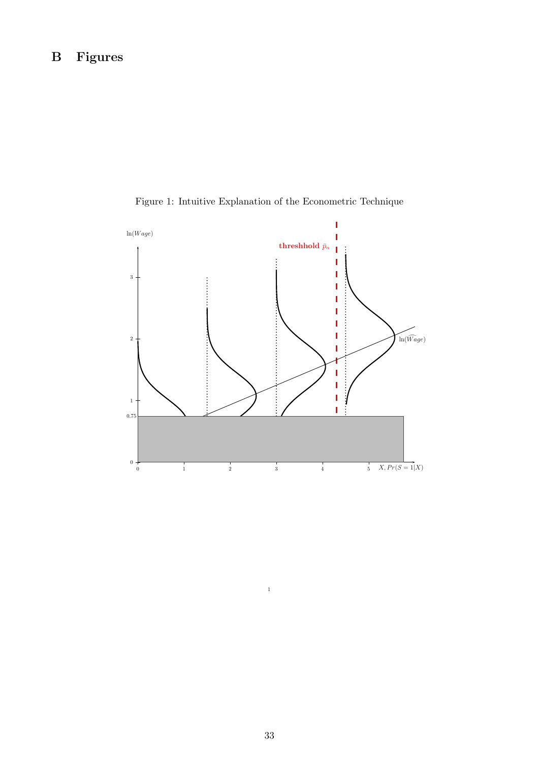# B Figures

Figure 1: Intuitive Explanation of the Econometric Technique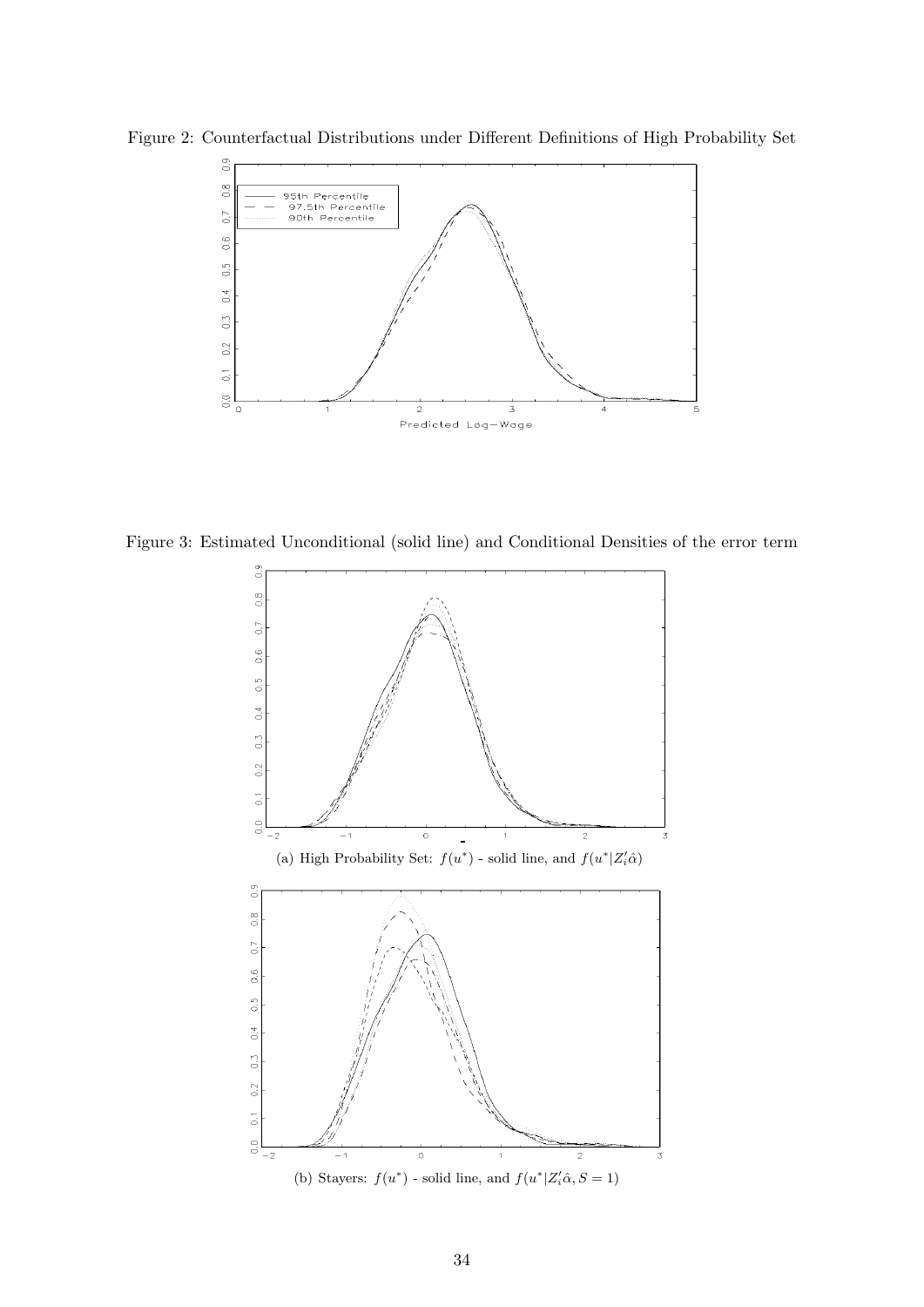Figure 2: Counterfactual Distributions under Different Definitions of High Probability Set

Figure 3: Estimated Unconditional (solid line) and Conditional Densities of the error term

(a) High Probability Set: $f(u^*)$ - solid line, and $f(u^*|Z_i'\hat{\alpha})$

(b) Stayers: $f(u^*)$ - solid line, and $f(u^*|Z_i'\hat{\alpha}, S=1)$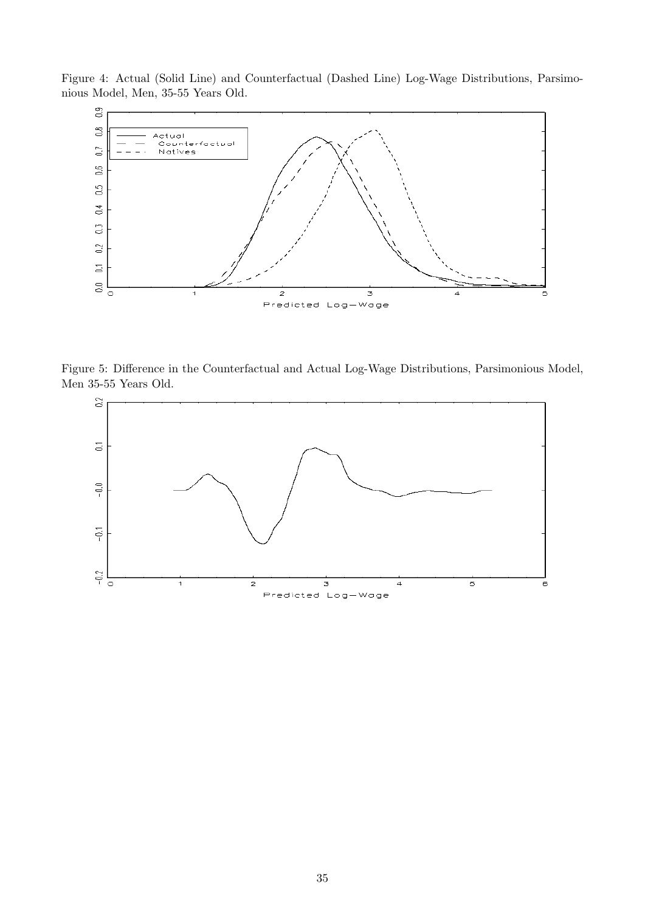Figure 4: Actual (Solid Line) and Counterfactual (Dashed Line) Log-Wage Distributions, Parsimonious Model, Men, 35-55 Years Old.

Figure 5: Difference in the Counterfactual and Actual Log-Wage Distributions, Parsimonious Model, Men 35-55 Years Old.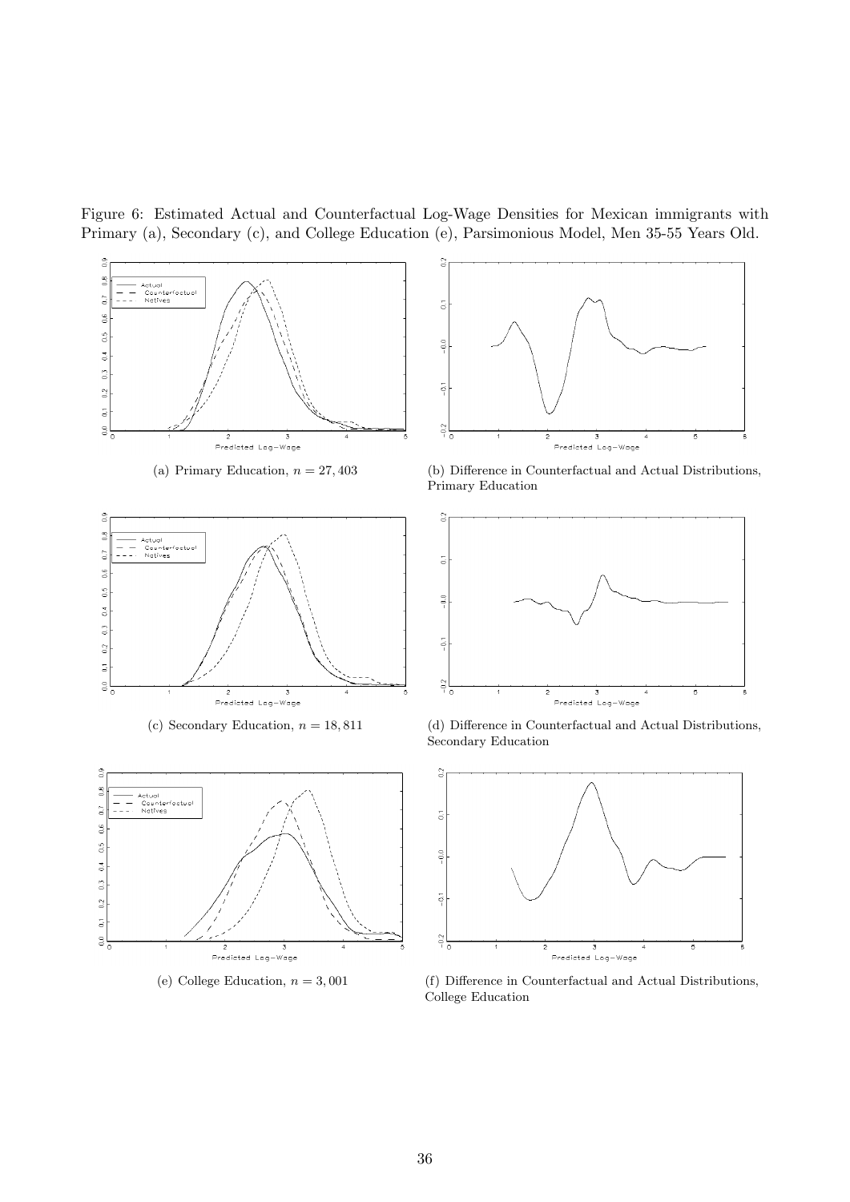Figure 6: Estimated Actual and Counterfactual Log-Wage Densities for Mexican immigrants with Primary (a), Secondary (c), and College Education (e), Parsimonious Model, Men 35-55 Years Old.

(a) Primary Education, $n = 27,403$

(b) Difference in Counterfactual and Actual Distributions, Primary Education

(c) Secondary Education, $n = 18,811$

(d) Difference in Counterfactual and Actual Distributions, Secondary Education

(e) College Education, $n = 3,001$

(f) Difference in Counterfactual and Actual Distributions, College Education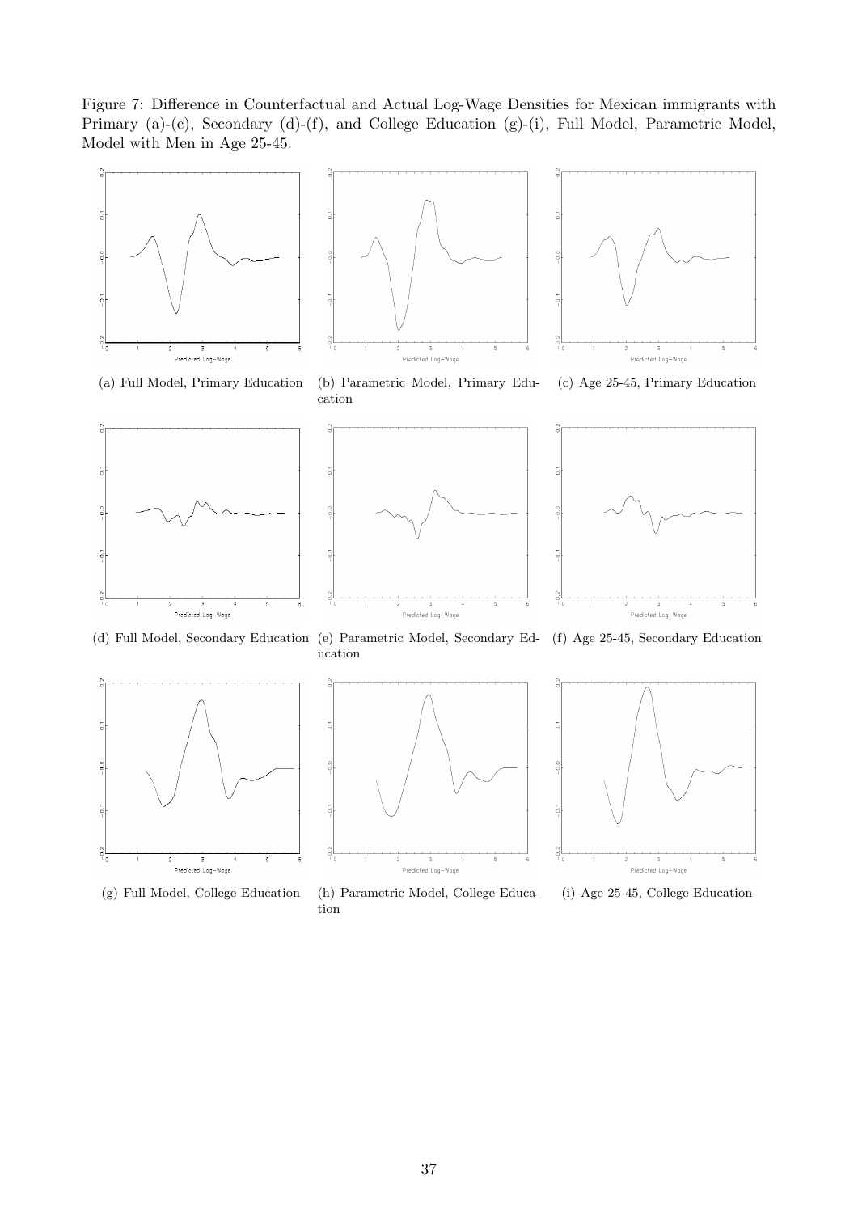Figure 7: Difference in Counterfactual and Actual Log-Wage Densities for Mexican immigrants with Primary (a)-(c), Secondary (d)-(f), and College Education (g)-(i), Full Model, Parametric Model, Model with Men in Age 25-45.

(a) Full Model, Primary Education

(b) Parametric Model, Primary Education

(c) Age 25-45, Primary Education

(d) Full Model, Secondary Education

(e) Parametric Model, Secondary Education

(f) Age 25-45, Secondary Education

(g) Full Model, College Education

(h) Parametric Model, College Education

(i) Age 25-45, College Education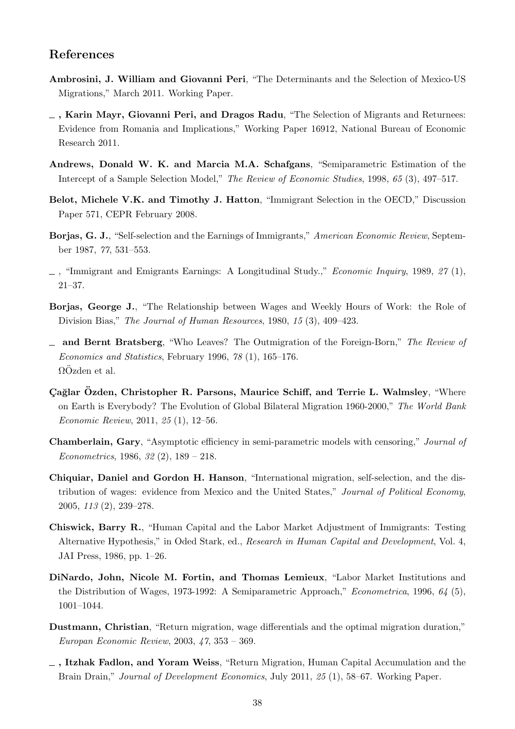## References

**Ambrosini, J. William and Giovanni Peri**, "The Determinants and the Selection of Mexico-US Migrations," March 2011. Working Paper.

**\_ , Karin Mayr, Giovanni Peri, and Dragos Radu**, "The Selection of Migrants and Returnees: Evidence from Romania and Implications," Working Paper 16912, National Bureau of Economic Research 2011.

**Andrews, Donald W. K. and Marcia M.A. Schafgans**, "Semiparametric Estimation of the Intercept of a Sample Selection Model," *The Review of Economic Studies*, 1998, *65* (3), 497–517.

**Belot, Michele V.K. and Timothy J. Hatton**, "Immigrant Selection in the OECD," Discussion Paper 571, CEPR February 2008.

**Borjas, G. J.**, "Self-selection and the Earnings of Immigrants," *American Economic Review*, September 1987, *77*, 531–553.

\_ , "Immigrant and Emigrants Earnings: A Longitudinal Study.," *Economic Inquiry*, 1989, *27* (1), 21–37.

**Borjas, George J.**, "The Relationship between Wages and Weekly Hours of Work: the Role of Division Bias," *The Journal of Human Resources*, 1980, *15* (3), 409–423.

\_ **and Bernt Bratsberg**, "Who Leaves? The Outmigration of the Foreign-Born," *The Review of Economics and Statistics*, February 1996, *78* (1), 165–176.
ΩÖzden et al.

**Çağlar Özden, Christopher R. Parsons, Maurice Schiff, and Terrie L. Walmsley**, "Where on Earth is Everybody? The Evolution of Global Bilateral Migration 1960-2000," *The World Bank Economic Review*, 2011, *25* (1), 12–56.

**Chamberlain, Gary**, "Asymptotic efficiency in semi-parametric models with censoring," *Journal of Econometrics*, 1986, *32* (2), 189 – 218.

**Chiquiar, Daniel and Gordon H. Hanson**, "International migration, self-selection, and the distribution of wages: evidence from Mexico and the United States," *Journal of Political Economy*, 2005, *113* (2), 239–278.

**Chiswick, Barry R.**, "Human Capital and the Labor Market Adjustment of Immigrants: Testing Alternative Hypothesis," in Oded Stark, ed., *Research in Human Capital and Development*, Vol. 4, JAI Press, 1986, pp. 1–26.

**DiNardo, John, Nicole M. Fortin, and Thomas Lemieux**, "Labor Market Institutions and the Distribution of Wages, 1973-1992: A Semiparametric Approach," *Econometrica*, 1996, *64* (5), 1001–1044.

**Dustmann, Christian**, "Return migration, wage differentials and the optimal migration duration," *Europan Economic Review*, 2003, *47*, 353 – 369.

**\_ , Itzhak Fadlon, and Yoram Weiss**, "Return Migration, Human Capital Accumulation and the Brain Drain," *Journal of Development Economics*, July 2011, *25* (1), 58–67. Working Paper.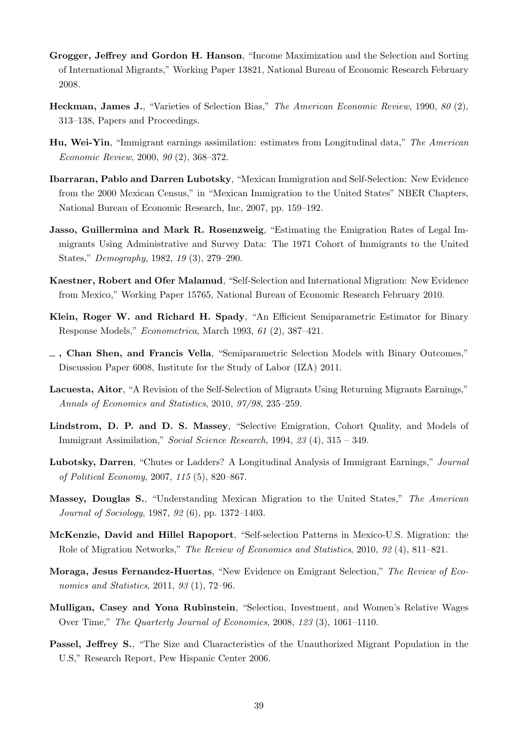**Grogger, Jeffrey and Gordon H. Hanson**, "Income Maximization and the Selection and Sorting of International Migrants," Working Paper 13821, National Bureau of Economic Research February 2008.

**Heckman, James J.**, "Varieties of Selection Bias," *The American Economic Review*, 1990, *80* (2), 313–138, Papers and Proceedings.

**Hu, Wei-Yin**, "Immigrant earnings assimilation: estimates from Longitudinal data," *The American Economic Review*, 2000, *90* (2), 368–372.

**Ibarraran, Pablo and Darren Lubotsky**, "Mexican Immigration and Self-Selection: New Evidence from the 2000 Mexican Census," in "Mexican Immigration to the United States" NBER Chapters, National Bureau of Economic Research, Inc, 2007, pp. 159–192.

**Jasso, Guillermina and Mark R. Rosenzweig**, "Estimating the Emigration Rates of Legal Immigrants Using Administrative and Survey Data: The 1971 Cohort of Immigrants to the United States," *Demography*, 1982, *19* (3), 279–290.

**Kaestner, Robert and Ofer Malamud**, "Self-Selection and International Migration: New Evidence from Mexico," Working Paper 15765, National Bureau of Economic Research February 2010.

**Klein, Roger W. and Richard H. Spady**, "An Efficient Semiparametric Estimator for Binary Response Models," *Econometrica*, March 1993, *61* (2), 387–421.

**_ , Chan Shen, and Francis Vella**, "Semiparametric Selection Models with Binary Outcomes," Discussion Paper 6008, Institute for the Study of Labor (IZA) 2011.

**Lacuesta, Aitor**, "A Revision of the Self-Selection of Migrants Using Returning Migrants Earnings," *Annals of Economics and Statistics*, 2010, *97/98*, 235–259.

**Lindstrom, D. P. and D. S. Massey**, "Selective Emigration, Cohort Quality, and Models of Immigrant Assimilation," *Social Science Research*, 1994, *23* (4), 315 – 349.

**Lubotsky, Darren**, "Chutes or Ladders? A Longitudinal Analysis of Immigrant Earnings," *Journal of Political Economy*, 2007, *115* (5), 820–867.

**Massey, Douglas S.**, "Understanding Mexican Migration to the United States," *The American Journal of Sociology*, 1987, *92* (6), pp. 1372–1403.

**McKenzie, David and Hillel Rapoport**, "Self-selection Patterns in Mexico-U.S. Migration: the Role of Migration Networks," *The Review of Economics and Statistics*, 2010, *92* (4), 811–821.

**Moraga, Jesus Fernandez-Huertas**, "New Evidence on Emigrant Selection," *The Review of Economics and Statistics*, 2011, *93* (1), 72–96.

**Mulligan, Casey and Yona Rubinstein**, "Selection, Investment, and Women's Relative Wages Over Time," *The Quarterly Journal of Economics*, 2008, *123* (3), 1061–1110.

**Passel, Jeffrey S.**, "The Size and Characteristics of the Unauthorized Migrant Population in the U.S," Research Report, Pew Hispanic Center 2006.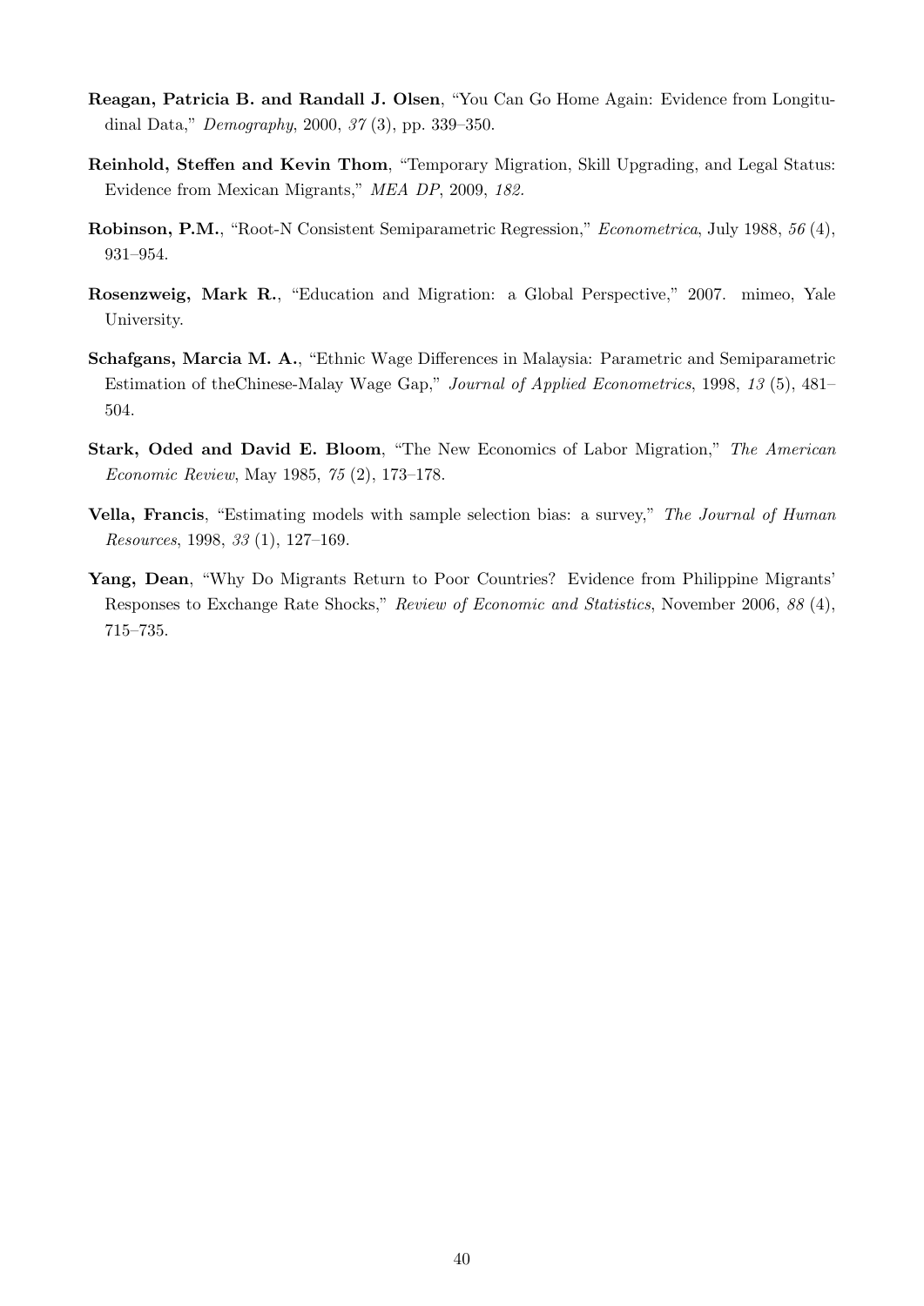**Reagan, Patricia B. and Randall J. Olsen**, "You Can Go Home Again: Evidence from Longitudinal Data," *Demography*, 2000, *37* (3), pp. 339–350.

**Reinhold, Steffen and Kevin Thom**, "Temporary Migration, Skill Upgrading, and Legal Status: Evidence from Mexican Migrants," *MEA DP*, 2009, *182*.

**Robinson, P.M.**, "Root-N Consistent Semiparametric Regression," *Econometrica*, July 1988, *56* (4), 931–954.

**Rosenzweig, Mark R.**, "Education and Migration: a Global Perspective," 2007. mimeo, Yale University.

**Schafgans, Marcia M. A.**, "Ethnic Wage Differences in Malaysia: Parametric and Semiparametric Estimation of theChinese-Malay Wage Gap," *Journal of Applied Econometrics*, 1998, *13* (5), 481–504.

**Stark, Oded and David E. Bloom**, "The New Economics of Labor Migration," *The American Economic Review*, May 1985, *75* (2), 173–178.

**Vella, Francis**, "Estimating models with sample selection bias: a survey," *The Journal of Human Resources*, 1998, *33* (1), 127–169.

**Yang, Dean**, "Why Do Migrants Return to Poor Countries? Evidence from Philippine Migrants' Responses to Exchange Rate Shocks," *Review of Economic and Statistics*, November 2006, *88* (4), 715–735.